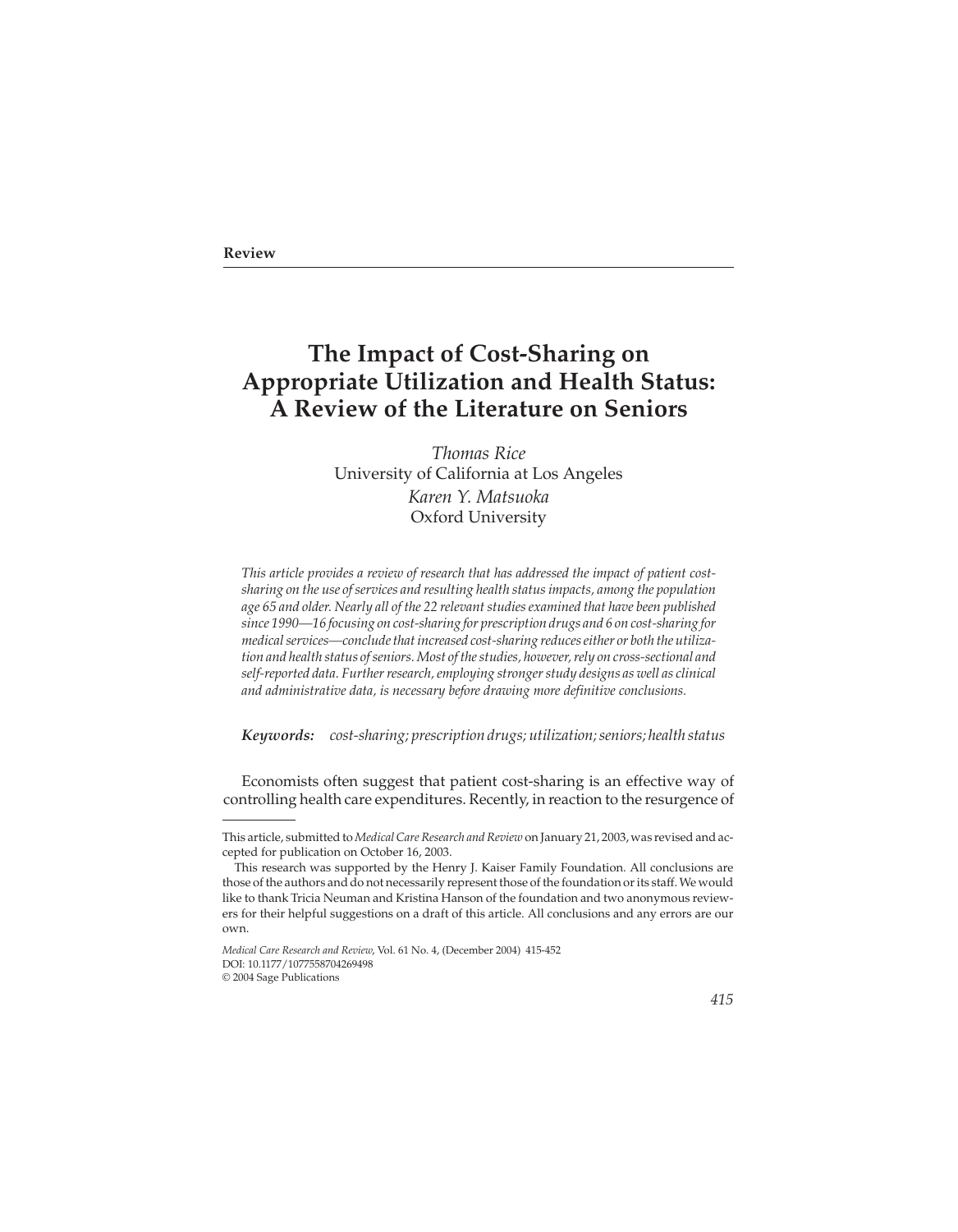**Review**

# The Impact of Cost-Sharing on Appropriate Utilization and Health Status: A Review of the Literature on Seniors

*Thomas Rice*
University of California at Los Angeles
*Karen Y. Matsuoka*
Oxford University

*This article provides a review of research that has addressed the impact of patient cost-sharing on the use of services and resulting health status impacts, among the population age 65 and older. Nearly all of the 22 relevant studies examined that have been published since 1990—16 focusing on cost-sharing for prescription drugs and 6 on cost-sharing for medical services—conclude that increased cost-sharing reduces either or both the utilization and health status of seniors. Most of the studies, however, rely on cross-sectional and self-reported data. Further research, employing stronger study designs as well as clinical and administrative data, is necessary before drawing more definitive conclusions.*

***Keywords:*** *cost-sharing; prescription drugs; utilization; seniors; health status*

Economists often suggest that patient cost-sharing is an effective way of controlling health care expenditures. Recently, in reaction to the resurgence of

---

This article, submitted to *Medical Care Research and Review* on January 21, 2003, was revised and accepted for publication on October 16, 2003.

This research was supported by the Henry J. Kaiser Family Foundation. All conclusions are those of the authors and do not necessarily represent those of the foundation or its staff. We would like to thank Tricia Neuman and Kristina Hanson of the foundation and two anonymous reviewers for their helpful suggestions on a draft of this article. All conclusions and any errors are our own.

*Medical Care Research and Review*, Vol. 61 No. 4, (December 2004) 415-452
DOI: 10.1177/1077558704269498
© 2004 Sage Publications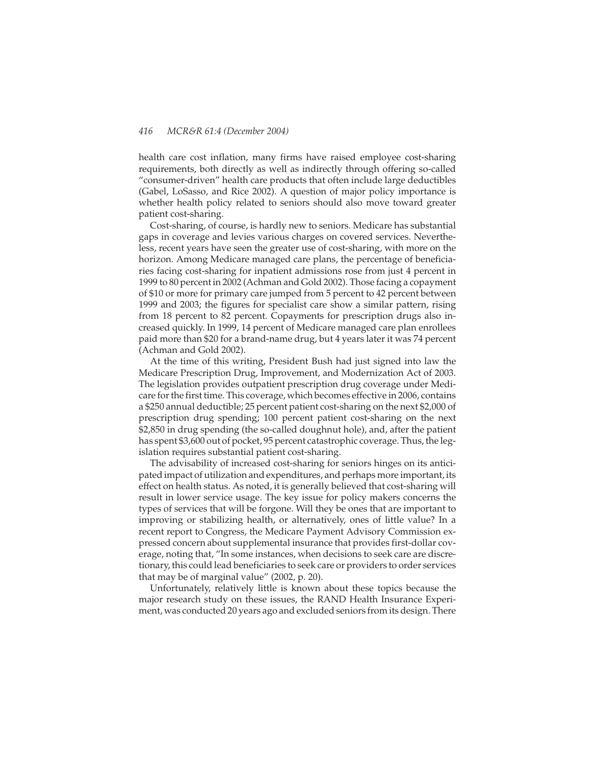health care cost inflation, many firms have raised employee cost-sharing requirements, both directly as well as indirectly through offering so-called "consumer-driven" health care products that often include large deductibles (Gabel, LoSasso, and Rice 2002). A question of major policy importance is whether health policy related to seniors should also move toward greater patient cost-sharing.

Cost-sharing, of course, is hardly new to seniors. Medicare has substantial gaps in coverage and levies various charges on covered services. Nevertheless, recent years have seen the greater use of cost-sharing, with more on the horizon. Among Medicare managed care plans, the percentage of beneficiaries facing cost-sharing for inpatient admissions rose from just 4 percent in 1999 to 80 percent in 2002 (Achman and Gold 2002). Those facing a copayment of $10 or more for primary care jumped from 5 percent to 42 percent between 1999 and 2003; the figures for specialist care show a similar pattern, rising from 18 percent to 82 percent. Copayments for prescription drugs also increased quickly. In 1999, 14 percent of Medicare managed care plan enrollees paid more than $20 for a brand-name drug, but 4 years later it was 74 percent (Achman and Gold 2002).

At the time of this writing, President Bush had just signed into law the Medicare Prescription Drug, Improvement, and Modernization Act of 2003. The legislation provides outpatient prescription drug coverage under Medicare for the first time. This coverage, which becomes effective in 2006, contains a $250 annual deductible; 25 percent patient cost-sharing on the next $2,000 of prescription drug spending; 100 percent patient cost-sharing on the next $2,850 in drug spending (the so-called doughnut hole), and, after the patient has spent $3,600 out of pocket, 95 percent catastrophic coverage. Thus, the legislation requires substantial patient cost-sharing.

The advisability of increased cost-sharing for seniors hinges on its anticipated impact of utilization and expenditures, and perhaps more important, its effect on health status. As noted, it is generally believed that cost-sharing will result in lower service usage. The key issue for policy makers concerns the types of services that will be forgone. Will they be ones that are important to improving or stabilizing health, or alternatively, ones of little value? In a recent report to Congress, the Medicare Payment Advisory Commission expressed concern about supplemental insurance that provides first-dollar coverage, noting that, "In some instances, when decisions to seek care are discretionary, this could lead beneficiaries to seek care or providers to order services that may be of marginal value" (2002, p. 20).

Unfortunately, relatively little is known about these topics because the major research study on these issues, the RAND Health Insurance Experiment, was conducted 20 years ago and excluded seniors from its design. There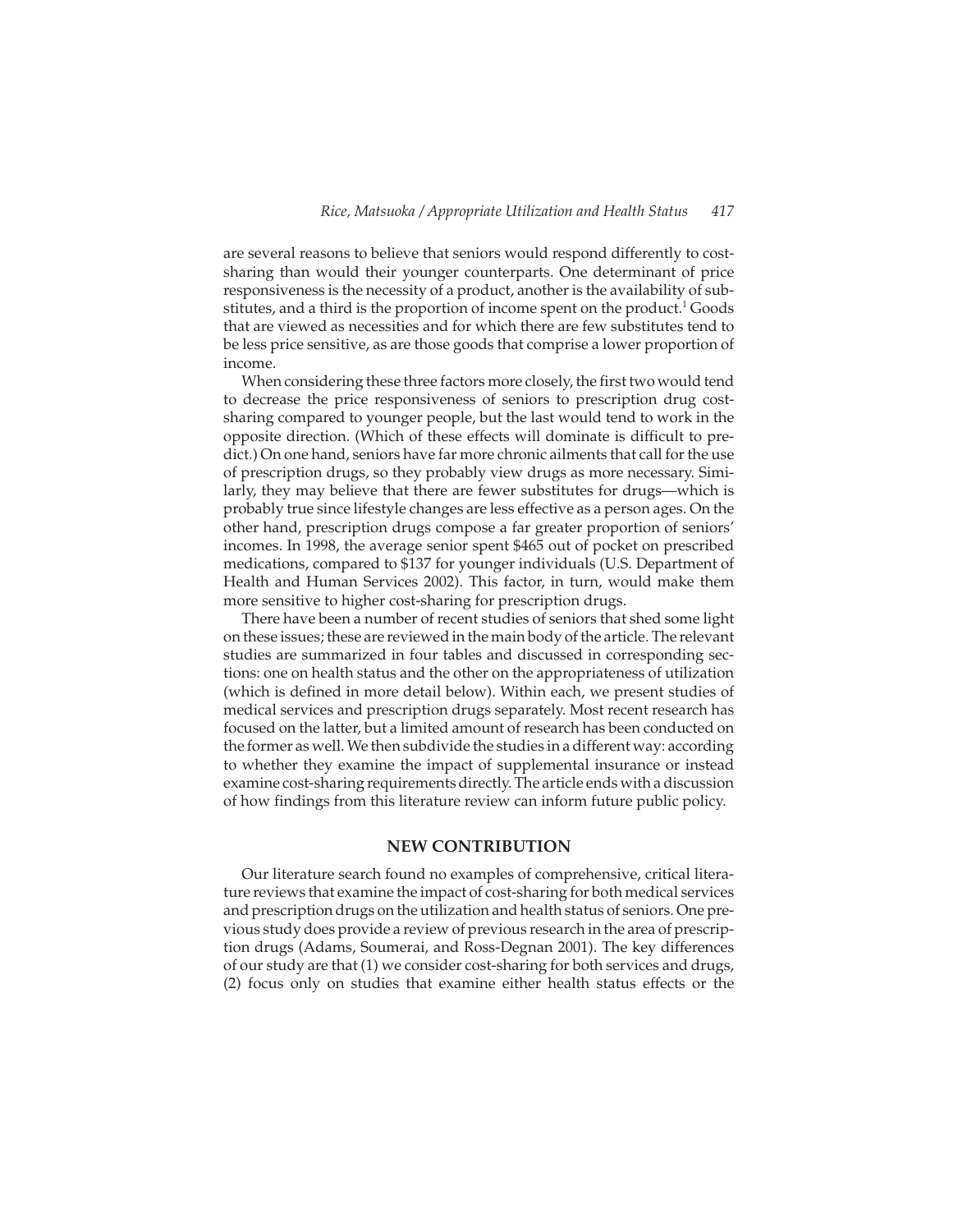are several reasons to believe that seniors would respond differently to cost-sharing than would their younger counterparts. One determinant of price responsiveness is the necessity of a product, another is the availability of substitutes, and a third is the proportion of income spent on the product.[1] Goods that are viewed as necessities and for which there are few substitutes tend to be less price sensitive, as are those goods that comprise a lower proportion of income.

When considering these three factors more closely, the first two would tend to decrease the price responsiveness of seniors to prescription drug cost-sharing compared to younger people, but the last would tend to work in the opposite direction. (Which of these effects will dominate is difficult to predict.) On one hand, seniors have far more chronic ailments that call for the use of prescription drugs, so they probably view drugs as more necessary. Similarly, they may believe that there are fewer substitutes for drugs—which is probably true since lifestyle changes are less effective as a person ages. On the other hand, prescription drugs compose a far greater proportion of seniors' incomes. In 1998, the average senior spent $465 out of pocket on prescribed medications, compared to $137 for younger individuals (U.S. Department of Health and Human Services 2002). This factor, in turn, would make them more sensitive to higher cost-sharing for prescription drugs.

There have been a number of recent studies of seniors that shed some light on these issues; these are reviewed in the main body of the article. The relevant studies are summarized in four tables and discussed in corresponding sections: one on health status and the other on the appropriateness of utilization (which is defined in more detail below). Within each, we present studies of medical services and prescription drugs separately. Most recent research has focused on the latter, but a limited amount of research has been conducted on the former as well. We then subdivide the studies in a different way: according to whether they examine the impact of supplemental insurance or instead examine cost-sharing requirements directly. The article ends with a discussion of how findings from this literature review can inform future public policy.

## NEW CONTRIBUTION

Our literature search found no examples of comprehensive, critical literature reviews that examine the impact of cost-sharing for both medical services and prescription drugs on the utilization and health status of seniors. One previous study does provide a review of previous research in the area of prescription drugs (Adams, Soumerai, and Ross-Degnan 2001). The key differences of our study are that (1) we consider cost-sharing for both services and drugs, (2) focus only on studies that examine either health status effects or the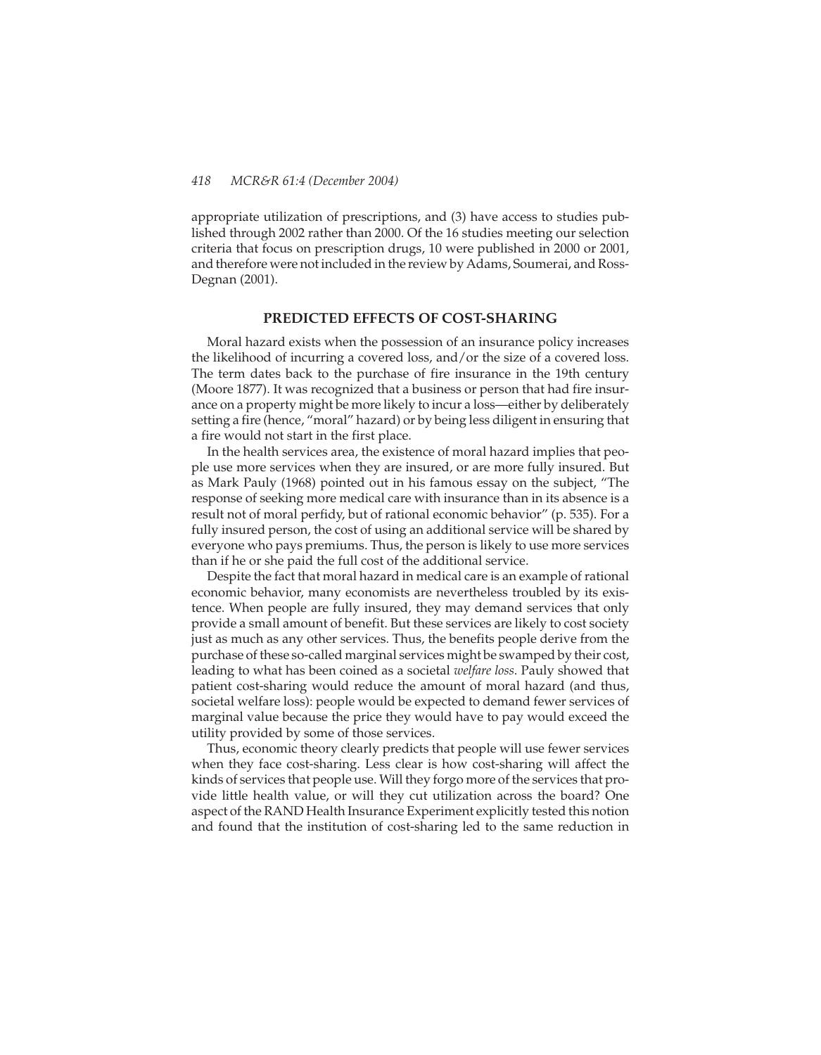appropriate utilization of prescriptions, and (3) have access to studies published through 2002 rather than 2000. Of the 16 studies meeting our selection criteria that focus on prescription drugs, 10 were published in 2000 or 2001, and therefore were not included in the review by Adams, Soumerai, and Ross-Degnan (2001).

## PREDICTED EFFECTS OF COST-SHARING

Moral hazard exists when the possession of an insurance policy increases the likelihood of incurring a covered loss, and/or the size of a covered loss. The term dates back to the purchase of fire insurance in the 19th century (Moore 1877). It was recognized that a business or person that had fire insurance on a property might be more likely to incur a loss—either by deliberately setting a fire (hence, "moral" hazard) or by being less diligent in ensuring that a fire would not start in the first place.

In the health services area, the existence of moral hazard implies that people use more services when they are insured, or are more fully insured. But as Mark Pauly (1968) pointed out in his famous essay on the subject, "The response of seeking more medical care with insurance than in its absence is a result not of moral perfidy, but of rational economic behavior" (p. 535). For a fully insured person, the cost of using an additional service will be shared by everyone who pays premiums. Thus, the person is likely to use more services than if he or she paid the full cost of the additional service.

Despite the fact that moral hazard in medical care is an example of rational economic behavior, many economists are nevertheless troubled by its existence. When people are fully insured, they may demand services that only provide a small amount of benefit. But these services are likely to cost society just as much as any other services. Thus, the benefits people derive from the purchase of these so-called marginal services might be swamped by their cost, leading to what has been coined as a societal *welfare loss*. Pauly showed that patient cost-sharing would reduce the amount of moral hazard (and thus, societal welfare loss): people would be expected to demand fewer services of marginal value because the price they would have to pay would exceed the utility provided by some of those services.

Thus, economic theory clearly predicts that people will use fewer services when they face cost-sharing. Less clear is how cost-sharing will affect the kinds of services that people use. Will they forgo more of the services that provide little health value, or will they cut utilization across the board? One aspect of the RAND Health Insurance Experiment explicitly tested this notion and found that the institution of cost-sharing led to the same reduction in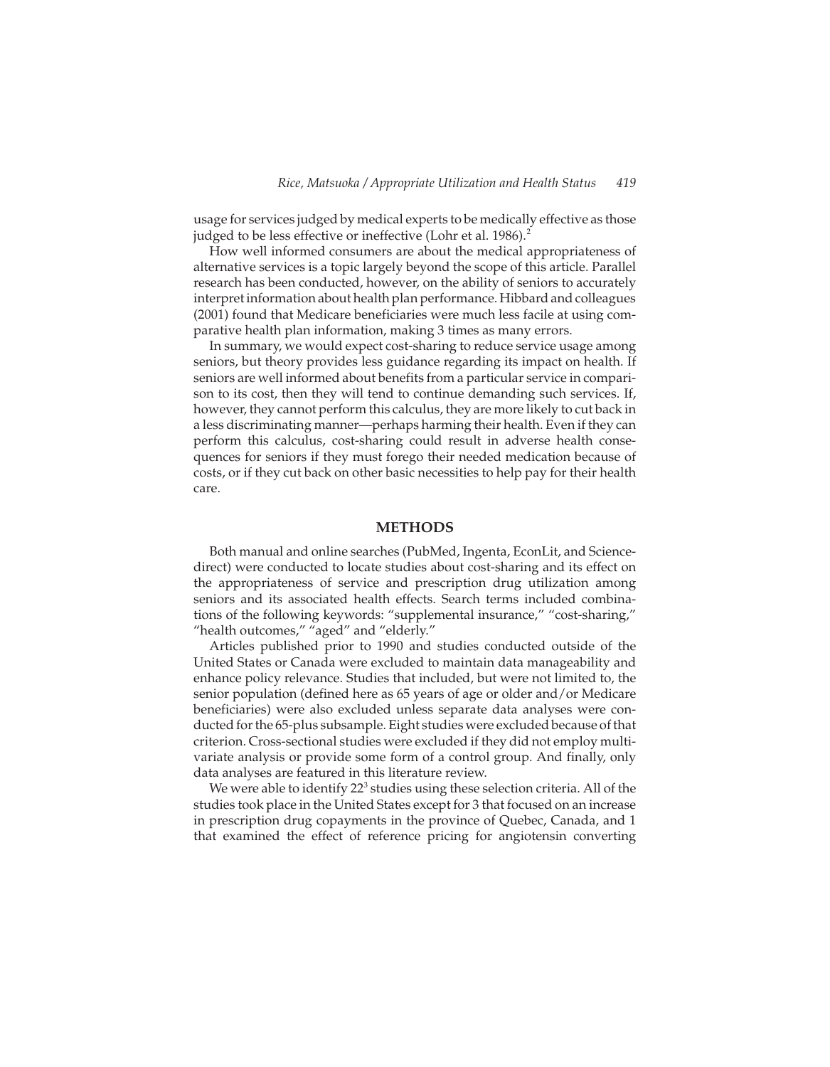usage for services judged by medical experts to be medically effective as those judged to be less effective or ineffective (Lohr et al. 1986).[2]

How well informed consumers are about the medical appropriateness of alternative services is a topic largely beyond the scope of this article. Parallel research has been conducted, however, on the ability of seniors to accurately interpret information about health plan performance. Hibbard and colleagues (2001) found that Medicare beneficiaries were much less facile at using comparative health plan information, making 3 times as many errors.

In summary, we would expect cost-sharing to reduce service usage among seniors, but theory provides less guidance regarding its impact on health. If seniors are well informed about benefits from a particular service in comparison to its cost, then they will tend to continue demanding such services. If, however, they cannot perform this calculus, they are more likely to cut back in a less discriminating manner—perhaps harming their health. Even if they can perform this calculus, cost-sharing could result in adverse health consequences for seniors if they must forego their needed medication because of costs, or if they cut back on other basic necessities to help pay for their health care.

## METHODS

Both manual and online searches (PubMed, Ingenta, EconLit, and Sciencedirect) were conducted to locate studies about cost-sharing and its effect on the appropriateness of service and prescription drug utilization among seniors and its associated health effects. Search terms included combinations of the following keywords: "supplemental insurance," "cost-sharing," "health outcomes," "aged" and "elderly."

Articles published prior to 1990 and studies conducted outside of the United States or Canada were excluded to maintain data manageability and enhance policy relevance. Studies that included, but were not limited to, the senior population (defined here as 65 years of age or older and/or Medicare beneficiaries) were also excluded unless separate data analyses were conducted for the 65-plus subsample. Eight studies were excluded because of that criterion. Cross-sectional studies were excluded if they did not employ multivariate analysis or provide some form of a control group. And finally, only data analyses are featured in this literature review.

We were able to identify 22[3] studies using these selection criteria. All of the studies took place in the United States except for 3 that focused on an increase in prescription drug copayments in the province of Quebec, Canada, and 1 that examined the effect of reference pricing for angiotensin converting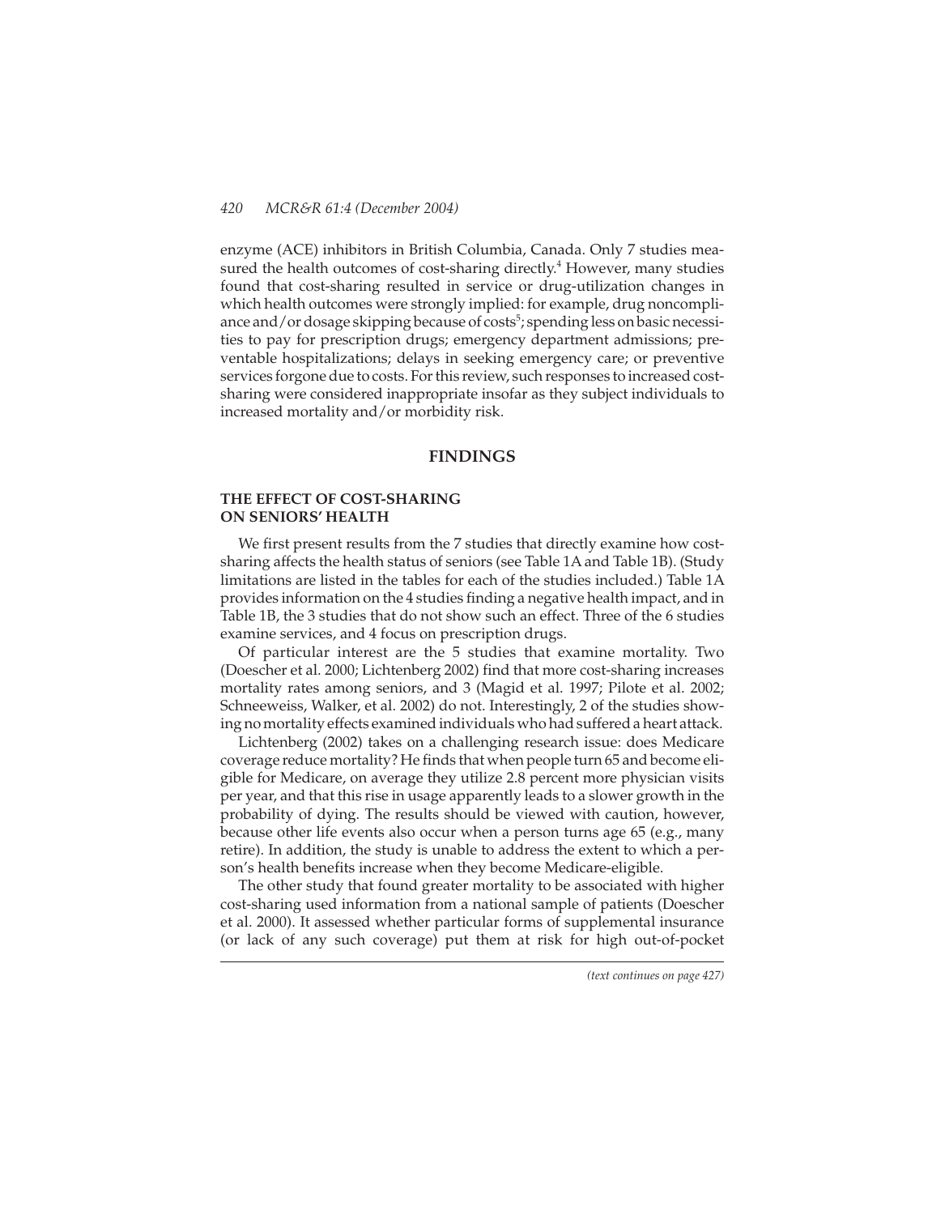enzyme (ACE) inhibitors in British Columbia, Canada. Only 7 studies measured the health outcomes of cost-sharing directly.[4] However, many studies found that cost-sharing resulted in service or drug-utilization changes in which health outcomes were strongly implied: for example, drug noncompliance and/or dosage skipping because of costs[5]; spending less on basic necessities to pay for prescription drugs; emergency department admissions; preventable hospitalizations; delays in seeking emergency care; or preventive services forgone due to costs. For this review, such responses to increased cost-sharing were considered inappropriate insofar as they subject individuals to increased mortality and/or morbidity risk.

## FINDINGS

### THE EFFECT OF COST-SHARING ON SENIORS' HEALTH

We first present results from the 7 studies that directly examine how cost-sharing affects the health status of seniors (see Table 1A and Table 1B). (Study limitations are listed in the tables for each of the studies included.) Table 1A provides information on the 4 studies finding a negative health impact, and in Table 1B, the 3 studies that do not show such an effect. Three of the 6 studies examine services, and 4 focus on prescription drugs.

Of particular interest are the 5 studies that examine mortality. Two (Doescher et al. 2000; Lichtenberg 2002) find that more cost-sharing increases mortality rates among seniors, and 3 (Magid et al. 1997; Pilote et al. 2002; Schneeweiss, Walker, et al. 2002) do not. Interestingly, 2 of the studies showing no mortality effects examined individuals who had suffered a heart attack.

Lichtenberg (2002) takes on a challenging research issue: does Medicare coverage reduce mortality? He finds that when people turn 65 and become eligible for Medicare, on average they utilize 2.8 percent more physician visits per year, and that this rise in usage apparently leads to a slower growth in the probability of dying. The results should be viewed with caution, however, because other life events also occur when a person turns age 65 (e.g., many retire). In addition, the study is unable to address the extent to which a person's health benefits increase when they become Medicare-eligible.

The other study that found greater mortality to be associated with higher cost-sharing used information from a national sample of patients (Doescher et al. 2000). It assessed whether particular forms of supplemental insurance (or lack of any such coverage) put them at risk for high out-of-pocket

*(text continues on page 427)*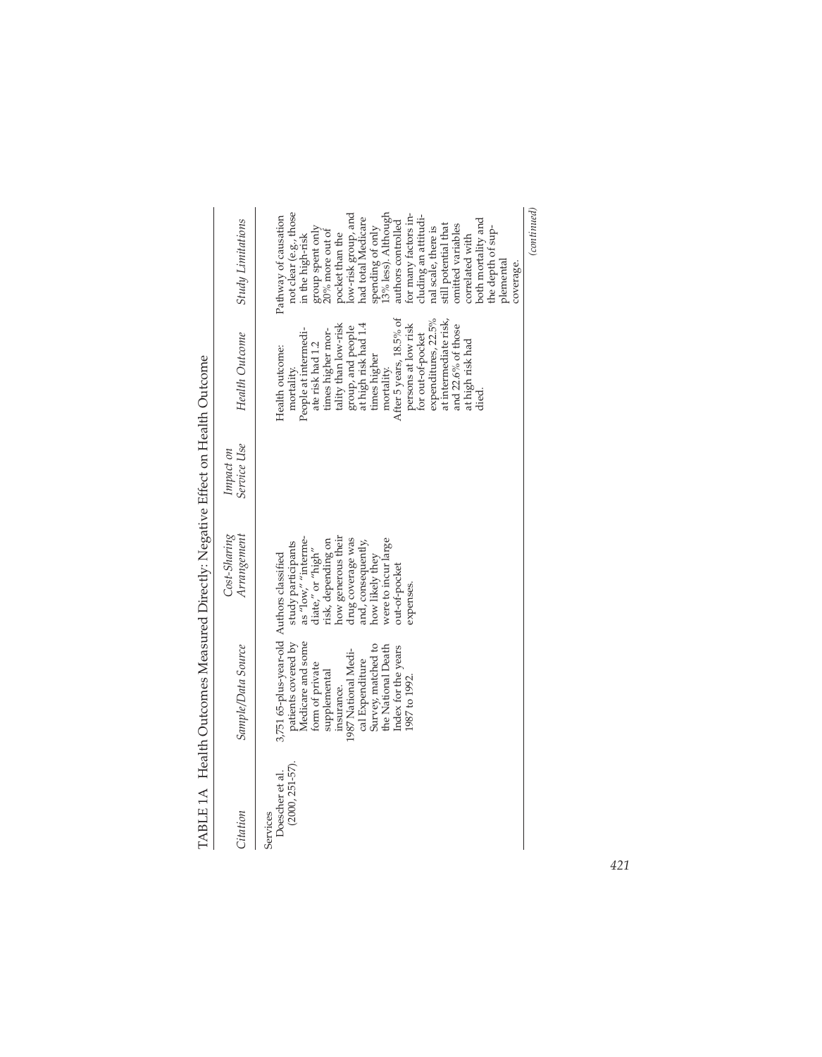TABLE 1A Health Outcomes Measured Directly: Negative Effect on Health Outcome

| Citation | Sample/Data Source | Cost-Sharing Arrangement | Impact on Service Use | Health Outcome | Study Limitations |
|---|---|---|---|---|---|
| Services | | | | | |
| Doescher et al. (2000, 251-57). | 3,751 65-plus-year-old patients covered by Medicare and some form of private supplemental insurance. 1987 National Medical Expenditure Survey, matched to the National Death Index for the years 1987 to 1992. | Authors classified study participants as "low," "intermediate," or "high" risk, depending on how generous their drug coverage was and, consequently, how likely they were to incur large out-of-pocket expenses. | | Health outcome: mortality. People at intermediate risk had 1.2 times higher mortality than low-risk group, and people at high risk had 1.4 times higher mortality. After 5 years, 18.5% of persons at low risk for out-of-pocket expenditures, 22.5% at intermediate risk, and 22.6% of those at high risk had died. | Pathway of causation not clear (e.g., those in the high-risk group spent only 20% more out of pocket than the low-risk group, and had total Medicare spending of only 13% less). Although authors controlled for many factors including an attitudinal scale, there is still potential that omitted variables correlated with both mortality and the depth of supplemental coverage. |

(continued)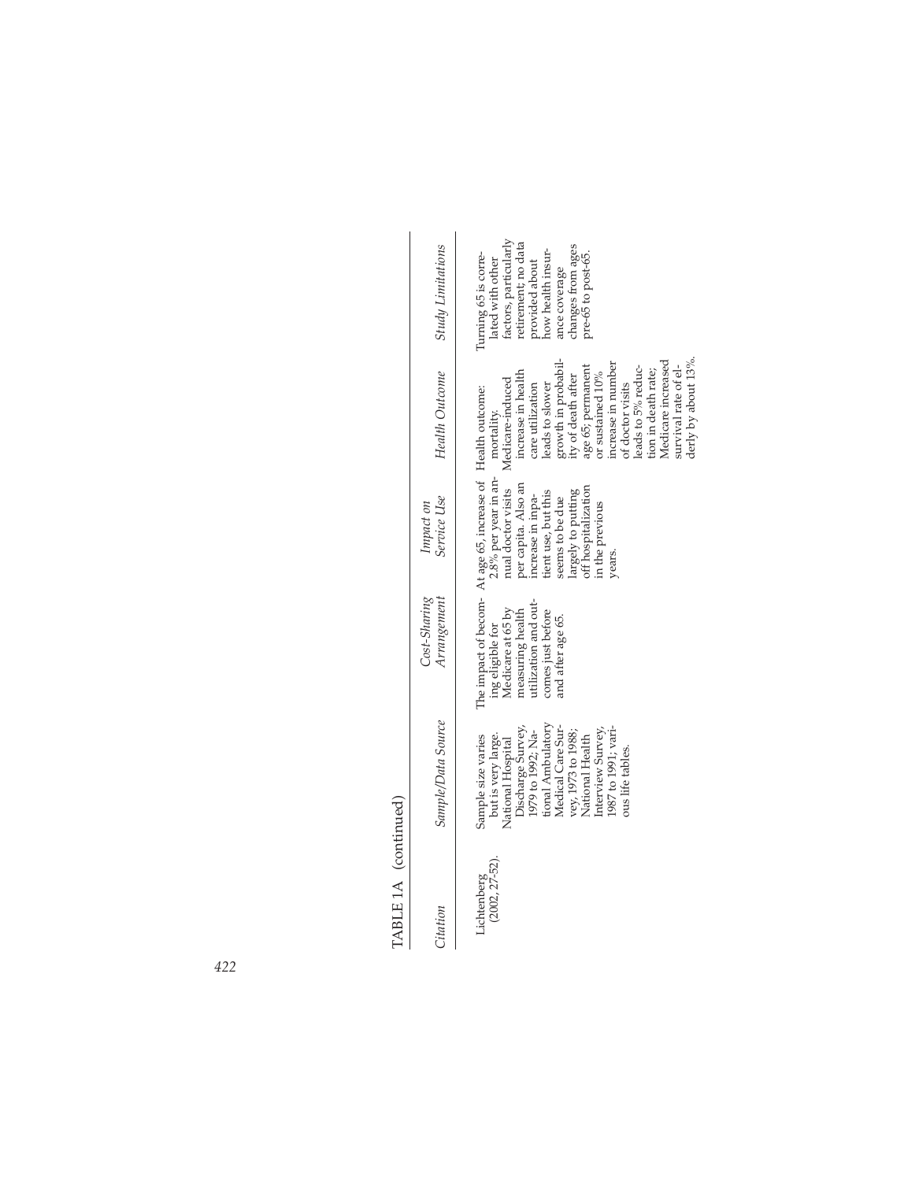TABLE 1A (continued)

| Citation | Sample/Data Source | Cost-Sharing Arrangement | Impact on Service Use | Health Outcome | Study Limitations |
|---|---|---|---|---|---|
| Lichtenberg (2002, 27-52). | Sample size varies but is very large. National Hospital Discharge Survey, 1979 to 1992; National Ambulatory Medical Care Survey, 1973 to 1988; National Health Interview Survey, 1987 to 1991; various life tables. | The impact of becoming eligible for Medicare at 65 by measuring health utilization and outcomes just before and after age 65. | At age 65, increase of 2.8% per year in annual doctor visits per capita. Also an increase in inpatient use, but this seems to be due largely to putting off hospitalization in the previous years. | Health outcome: mortality. Medicare-induced increase in health care utilization leads to slower growth in probability of death after age 65; permanent or sustained 10% increase in number of doctor visits leads to 5% reduction in death rate; Medicare increased survival rate of elderly by about 13%. | Turning 65 is correlated with other factors, particularly retirement; no data provided about how health insurance coverage changes from ages pre-65 to post-65. |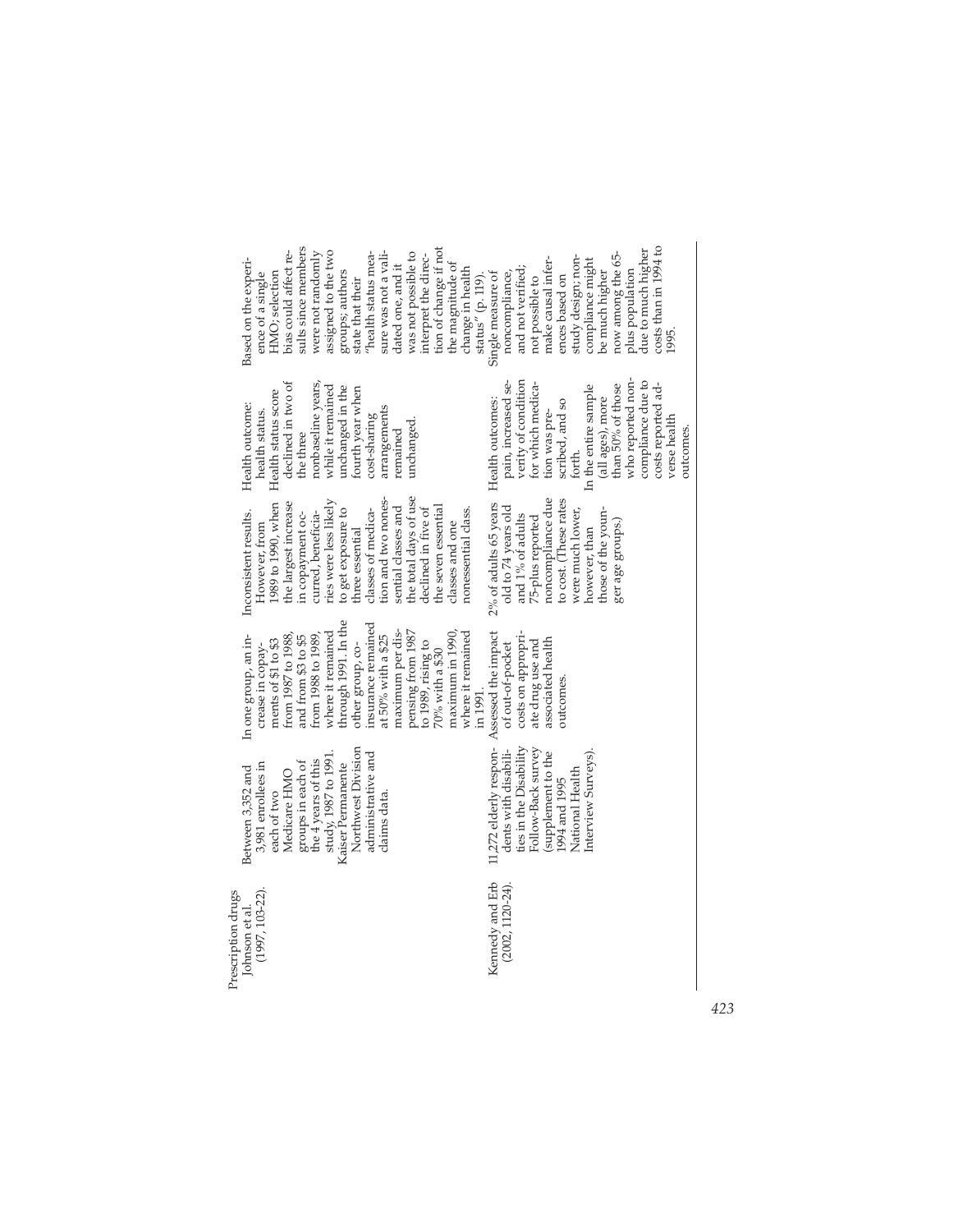| | | | | | |
|---|---|---|---|---|---|
| Prescription drugs | | | | | |
| Johnson et al. (1997, 103-22). | Between 3,352 and 3,981 enrollees in each of two Medicare HMO groups in each of the 4 years of this study, 1987 to 1991. Kaiser Permanente Northwest Division administrative and claims data. | In one group, an increase in copayments of $1 to $3 from 1987 to 1988, and from $3 to $5 from 1988 to 1989, where it remained through 1991. In the other group, coinsurance remained at 50% with a $25 maximum per dispensing from 1987 to 1989, rising to 70% with a $30 maximum in 1990, where it remained in 1991. | Inconsistent results. However, from 1989 to 1990, when the largest increase in copayment occurred, beneficiaries were less likely to get exposure to three essential classes of medication and two nonessential classes and the total days of use declined in five of the seven essential classes and one nonessential class. | Health outcome: health status. Health status score declined in two of the three nonbaseline years, while it remained unchanged in the fourth year when cost-sharing arrangements remained unchanged. | Based on the experience of a single HMO; selection bias could affect results since members were not randomly assigned to the two groups; authors state that their "health status measure was not a validated one, and it was not possible to interpret the direction of change if not the magnitude of change in health status" (p. 119). |
| Kennedy and Erb (2002, 1120-24). | 11,272 elderly respondents with disabilities in the Disability Follow-Back survey (supplement to the 1994 and 1995 National Health Interview Surveys). | Assessed the impact of out-of-pocket costs on appropriate drug use and associated health outcomes. | 2% of adults 65 years old to 74 years old and 1% of adults 75-plus reported noncompliance due to cost. (These rates were much lower, however, than those of the younger age groups.) | Health outcomes: pain, increased severity of condition for which medication was prescribed, and so forth. In the entire sample (all ages), more than 50% of those who reported noncompliance due to costs reported adverse health outcomes. | Single measure of noncompliance, and not verified; not possible to make causal inferences based on study design; noncompliance might be much higher now among the 65-plus population due to much higher costs than in 1994 to 1995. |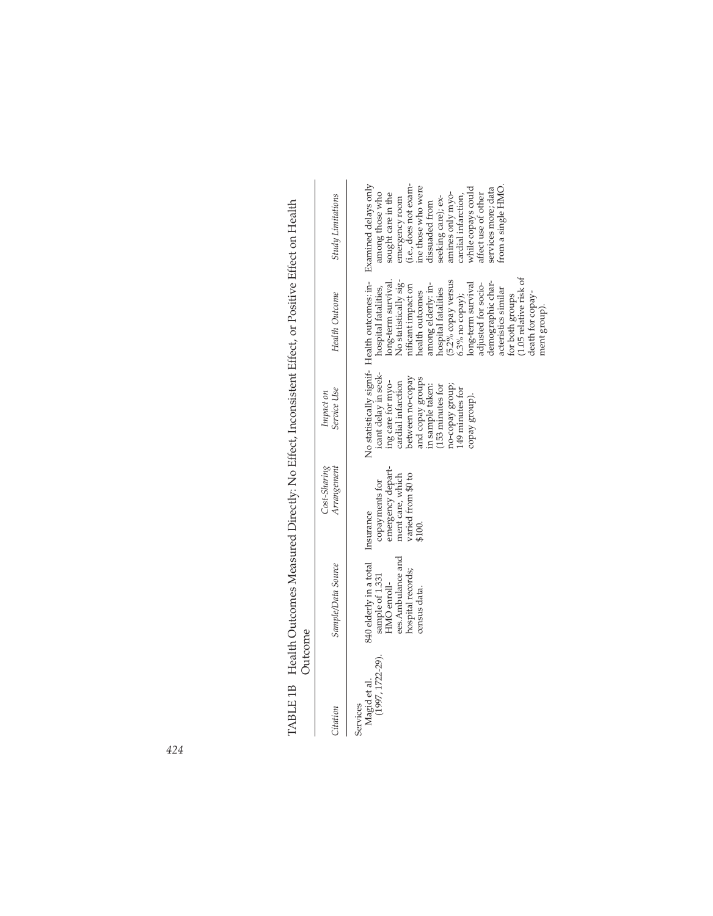TABLE 1B Health Outcomes Measured Directly: No Effect, Inconsistent Effect, or Positive Effect on Health Outcome

| Citation | Sample/Data Source | Cost-Sharing Arrangement | Impact on Service Use | Health Outcome | Study Limitations |
|---|---|---|---|---|---|
| Services | | | | | |
| Magid et al. (1997, 1722-29). | 840 elderly in a total sample of 1,331 HMO enrollees. Ambulance and hospital records; census data. | Insurance copayments for emergency department care, which varied from $0 to $100. | No statistically significant delay in seeking care for myocardial infarction between no-copay and copay groups in sample taken: (153 minutes for no-copay group; 149 minutes for copay group). | Health outcomes: in-hospital fatalities, long-term survival. No statistically significant impact on health outcomes among elderly: in-hospital fatalities (5.2% copay versus 6.3% no copay); long-term survival adjusted for socio-demographic characteristics similar for both groups (1.05 relative risk of death for copayment group). | Examined delays only among those who sought care in the emergency room (i.e., does not examine those who were dissuaded from seeking care); examines only myocardial infarction, while copays could affect use of other services more; data from a single HMO. |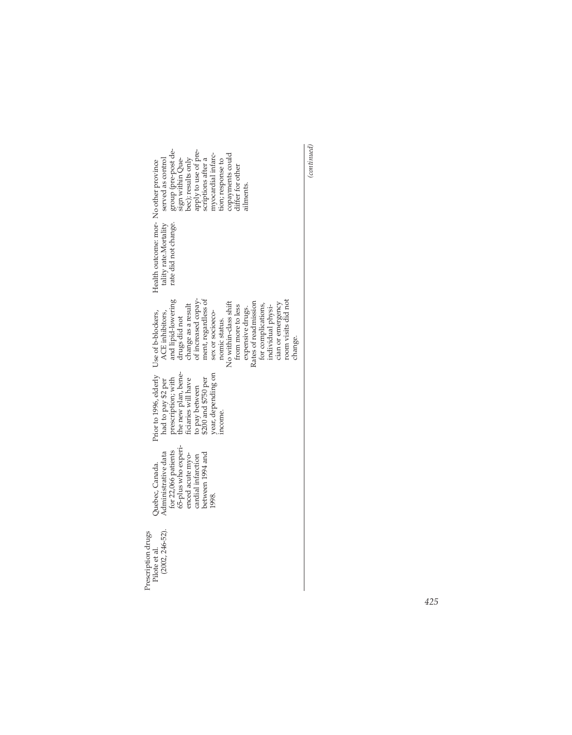| | | | | | |
|---|---|---|---|---|---|
| Prescription drugs Pilote et al. (2002, 246-52). | Quebec, Canada. Administrative data for 22,066 patients 65-plus who experienced acute myocardial infarction between 1994 and 1998. | Prior to 1996, elderly had to pay $2 per prescription; with the new plan, beneficiaries will have to pay between $200 and $750 per year, depending on income. | Use of b-blockers, ACE inhibitors, and lipid-lowering drugs did not change as a result of increased copayment, regardless of sex or socioeconomic status. No within-class shift from more to less expensive drugs. Rates of readmission for complications, individual physician or emergency room visits did not change. | Health outcome: mortality rate.Mortality rate did not change. | No other province served as control group (pre-post design within Quebec); results only apply to use of prescriptions after a myocardial infarction; response to copayments could differ for other ailments. |

*(continued)*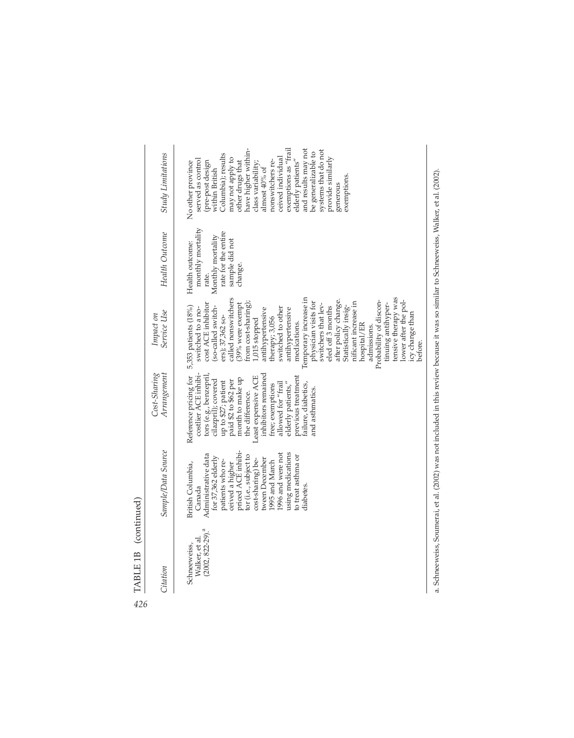TABLE 1B (continued)

| Citation | Sample/Data Source | Cost-Sharing Arrangement | Impact on Service Use | Health Outcome | Study Limitations |
|---|---|---|---|---|---|
| Schneeweiss, Walker, et al. (2002, 822-29).[a] | British Columbia, Canada Administrative data for 37,362 elderly patients who received a higher priced ACE inhibitor (i.e., subject to cost-sharing) between December 1995 and March 1996 and were not using medications to treat asthma or diabetes. | Reference pricing for costlier ACE inhibitors (e.g., benzepril, cilazpril); covered up to $27; patient paid $2 to $62 per month to make up the difference. Least expensive ACE inhibitors remained free; exemptions allowed for "frail elderly patients," previous treatment failure, diabetics, and asthmatics. | 5,353 patients (18%) switched to a no-cost ACE inhibitor (so-called switchers); 37,362 so-called nonswitchers (39% were exempt from cost-sharing); 1,015 stopped antihypertensive therapy; 3,056 switched to other antihypertensive medications. Temporary increase in physician visits for switchers that leveled off 3 months after policy change. Statistically insignificant increase in hospital/ER admissions. Probability of discontinuing antihypertensive therapy was lower after the policy change than before. | Health outcome: monthly mortality rate. Monthly mortality rate for the entire sample did not change. | No other province served as control (pre-post design within British Columbia); results may not apply to other drugs that have higher within-class variability; almost 40% of nonswitchers received individual exemptions as "frail elderly patients" and results may not be generalizable to systems that do not provide similarly generous exemptions. |

a. Schneeweiss, Soumerai, et al. (2002) was not included in this review because it was so similar to Schneeweiss, Walker, et al. (2002).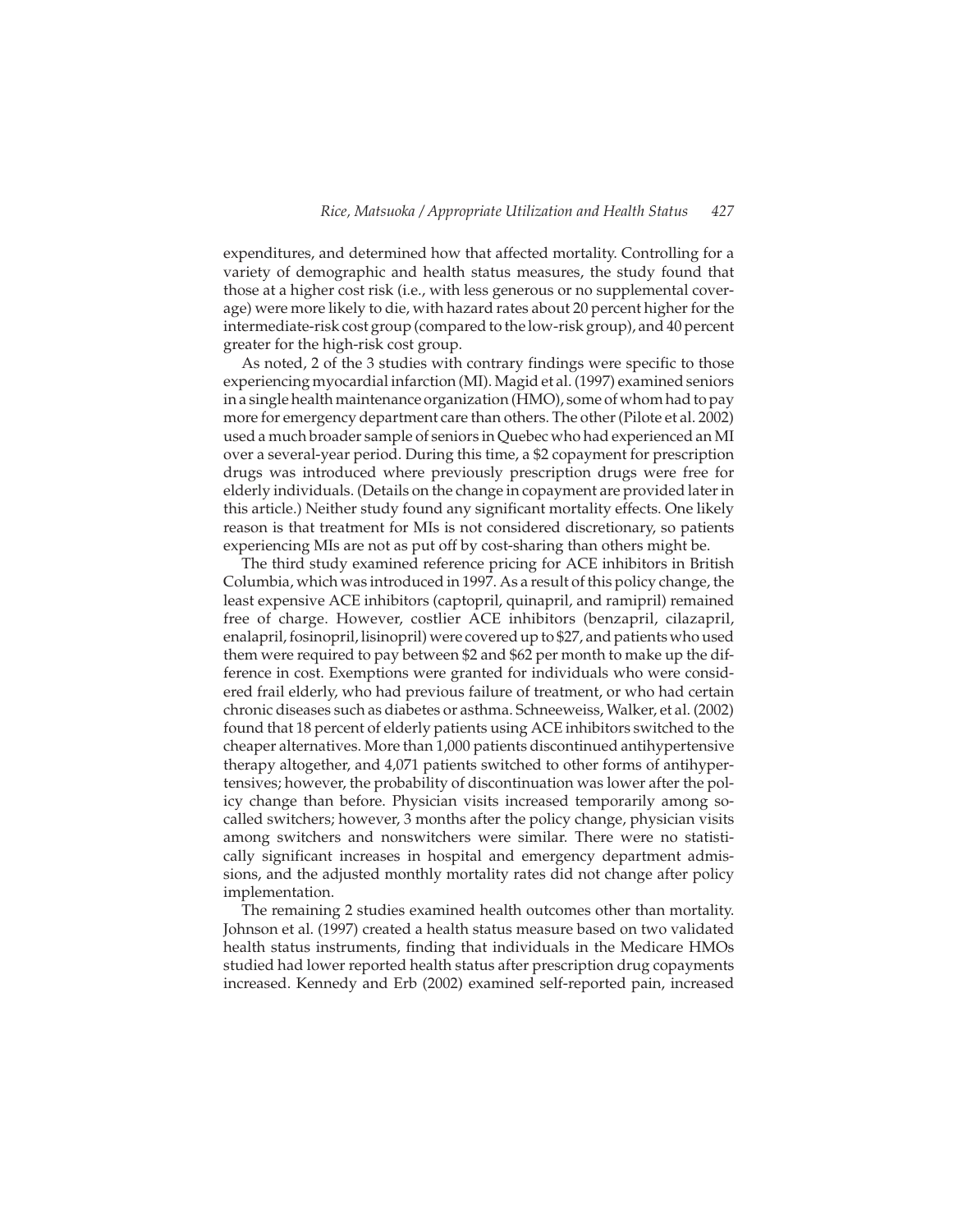expenditures, and determined how that affected mortality. Controlling for a variety of demographic and health status measures, the study found that those at a higher cost risk (i.e., with less generous or no supplemental coverage) were more likely to die, with hazard rates about 20 percent higher for the intermediate-risk cost group (compared to the low-risk group), and 40 percent greater for the high-risk cost group.

As noted, 2 of the 3 studies with contrary findings were specific to those experiencing myocardial infarction (MI). Magid et al. (1997) examined seniors in a single health maintenance organization (HMO), some of whom had to pay more for emergency department care than others. The other (Pilote et al. 2002) used a much broader sample of seniors in Quebec who had experienced an MI over a several-year period. During this time, a $2 copayment for prescription drugs was introduced where previously prescription drugs were free for elderly individuals. (Details on the change in copayment are provided later in this article.) Neither study found any significant mortality effects. One likely reason is that treatment for MIs is not considered discretionary, so patients experiencing MIs are not as put off by cost-sharing than others might be.

The third study examined reference pricing for ACE inhibitors in British Columbia, which was introduced in 1997. As a result of this policy change, the least expensive ACE inhibitors (captopril, quinapril, and ramipril) remained free of charge. However, costlier ACE inhibitors (benzapril, cilazapril, enalapril, fosinopril, lisinopril) were covered up to $27, and patients who used them were required to pay between $2 and $62 per month to make up the difference in cost. Exemptions were granted for individuals who were considered frail elderly, who had previous failure of treatment, or who had certain chronic diseases such as diabetes or asthma. Schneeweiss, Walker, et al. (2002) found that 18 percent of elderly patients using ACE inhibitors switched to the cheaper alternatives. More than 1,000 patients discontinued antihypertensive therapy altogether, and 4,071 patients switched to other forms of antihypertensives; however, the probability of discontinuation was lower after the policy change than before. Physician visits increased temporarily among so-called switchers; however, 3 months after the policy change, physician visits among switchers and nonswitchers were similar. There were no statistically significant increases in hospital and emergency department admissions, and the adjusted monthly mortality rates did not change after policy implementation.

The remaining 2 studies examined health outcomes other than mortality. Johnson et al. (1997) created a health status measure based on two validated health status instruments, finding that individuals in the Medicare HMOs studied had lower reported health status after prescription drug copayments increased. Kennedy and Erb (2002) examined self-reported pain, increased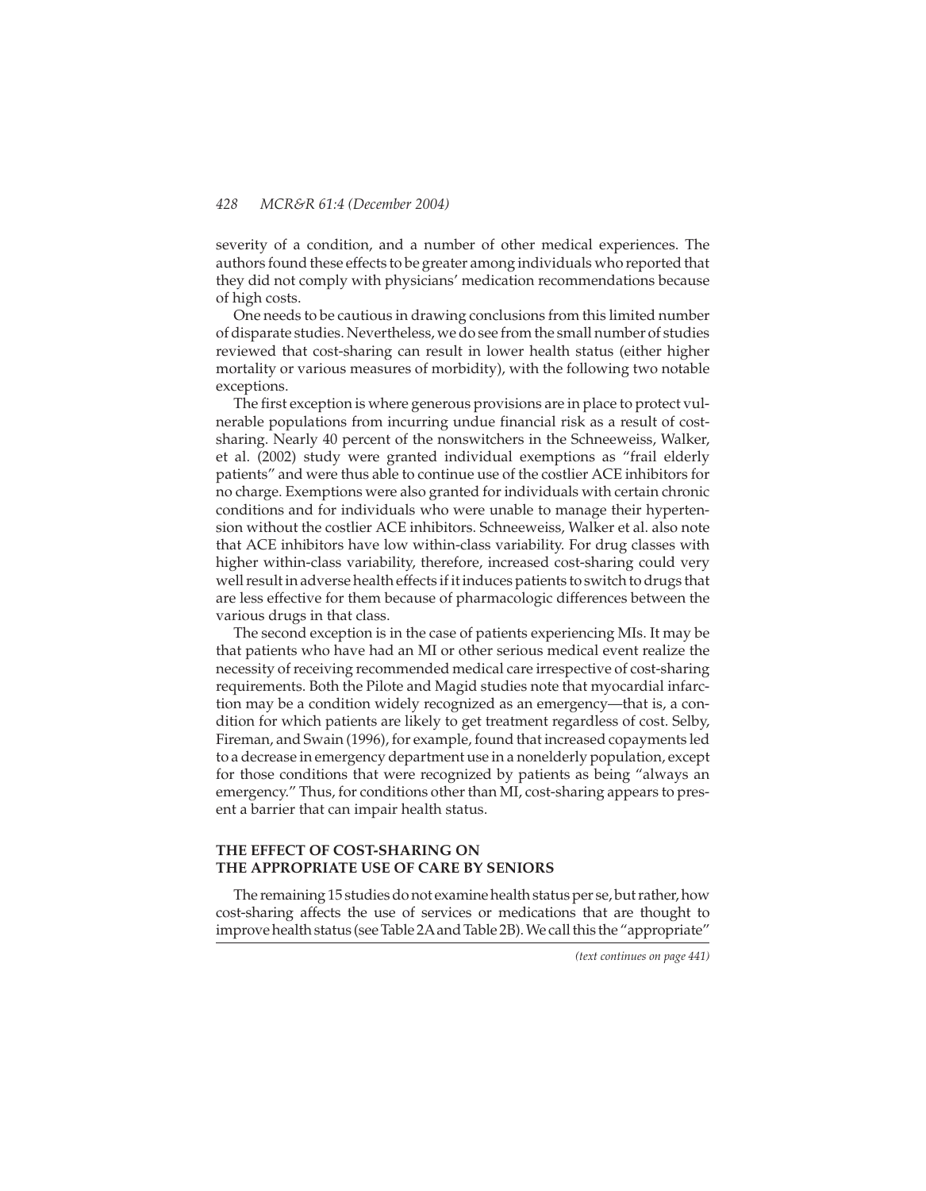severity of a condition, and a number of other medical experiences. The authors found these effects to be greater among individuals who reported that they did not comply with physicians' medication recommendations because of high costs.

One needs to be cautious in drawing conclusions from this limited number of disparate studies. Nevertheless, we do see from the small number of studies reviewed that cost-sharing can result in lower health status (either higher mortality or various measures of morbidity), with the following two notable exceptions.

The first exception is where generous provisions are in place to protect vulnerable populations from incurring undue financial risk as a result of cost-sharing. Nearly 40 percent of the nonswitchers in the Schneeweiss, Walker, et al. (2002) study were granted individual exemptions as "frail elderly patients" and were thus able to continue use of the costlier ACE inhibitors for no charge. Exemptions were also granted for individuals with certain chronic conditions and for individuals who were unable to manage their hypertension without the costlier ACE inhibitors. Schneeweiss, Walker et al. also note that ACE inhibitors have low within-class variability. For drug classes with higher within-class variability, therefore, increased cost-sharing could very well result in adverse health effects if it induces patients to switch to drugs that are less effective for them because of pharmacologic differences between the various drugs in that class.

The second exception is in the case of patients experiencing MIs. It may be that patients who have had an MI or other serious medical event realize the necessity of receiving recommended medical care irrespective of cost-sharing requirements. Both the Pilote and Magid studies note that myocardial infarction may be a condition widely recognized as an emergency—that is, a condition for which patients are likely to get treatment regardless of cost. Selby, Fireman, and Swain (1996), for example, found that increased copayments led to a decrease in emergency department use in a nonelderly population, except for those conditions that were recognized by patients as being "always an emergency." Thus, for conditions other than MI, cost-sharing appears to present a barrier that can impair health status.

## THE EFFECT OF COST-SHARING ON THE APPROPRIATE USE OF CARE BY SENIORS

The remaining 15 studies do not examine health status per se, but rather, how cost-sharing affects the use of services or medications that are thought to improve health status (see Table 2A and Table 2B). We call this the "appropriate"

*(text continues on page 441)*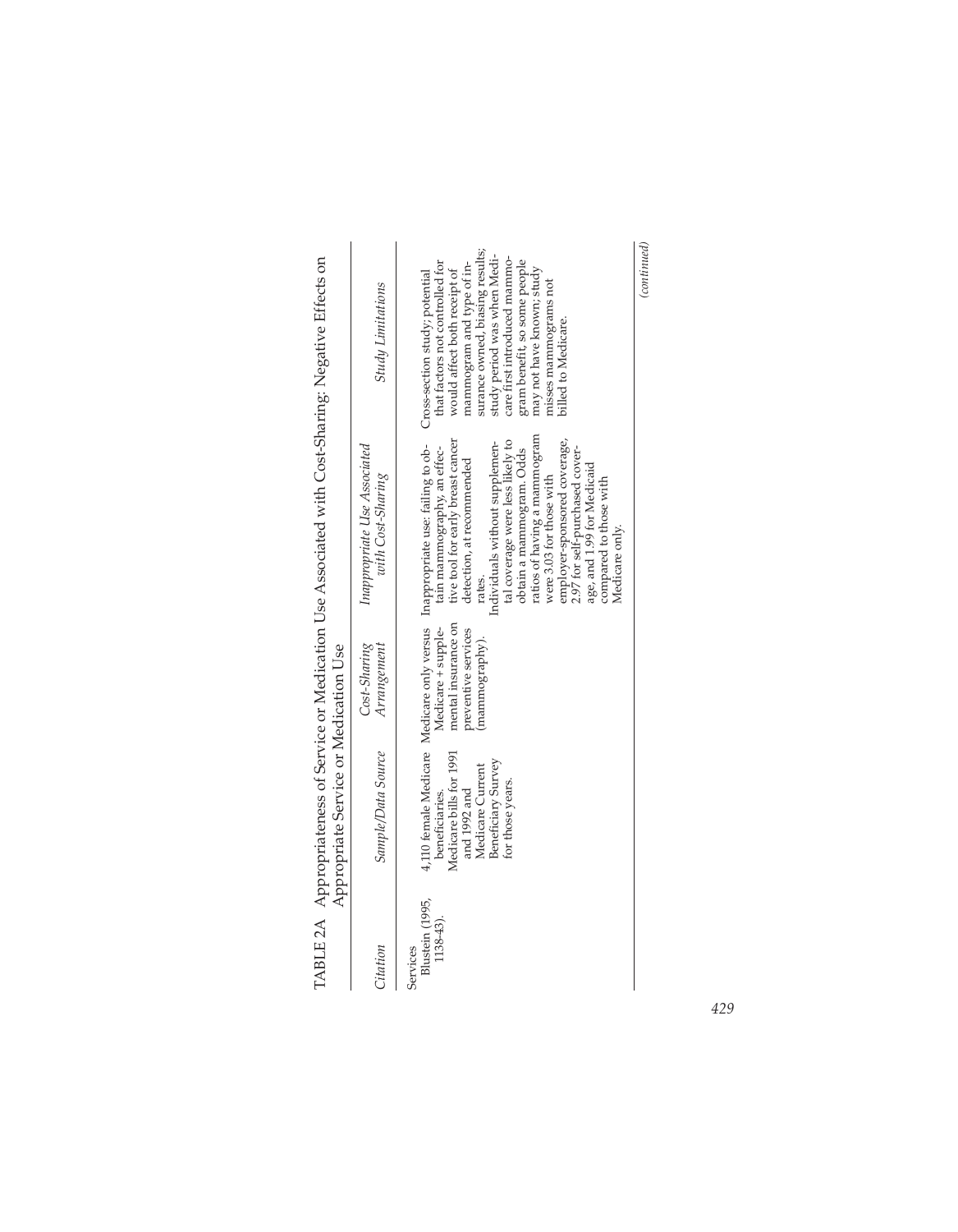TABLE 2A Appropriateness of Service or Medication Use Associated with Cost-Sharing: Negative Effects on Appropriate Service or Medication Use

| *Citation* | *Sample/Data Source* | *Cost-Sharing Arrangement* | *Inappropriate Use Associated with Cost-Sharing* | *Study Limitations* |
|---|---|---|---|---|
| Services | | | | |
| Blustein (1995, 1138-43). | 4,110 female Medicare beneficiaries. Medicare bills for 1991 and 1992 and Medicare Current Beneficiary Survey for those years. | Medicare only versus Medicare + supplemental insurance on preventive services (mammography). | Inappropriate use: failing to obtain mammography, an effective tool for early breast cancer detection, at recommended rates. Individuals without supplemental coverage were less likely to obtain a mammogram. Odds ratios of having a mammogram were 3.03 for those with employer-sponsored coverage, 2.97 for self-purchased coverage, and 1.99 for Medicaid compared to those with Medicare only. | Cross-section study; potential that factors not controlled for would affect both receipt of mammogram and type of insurance owned, biasing results; study period was when Medicare first introduced mammogram benefit, so some people may not have known; study misses mammograms not billed to Medicare. |

(continued)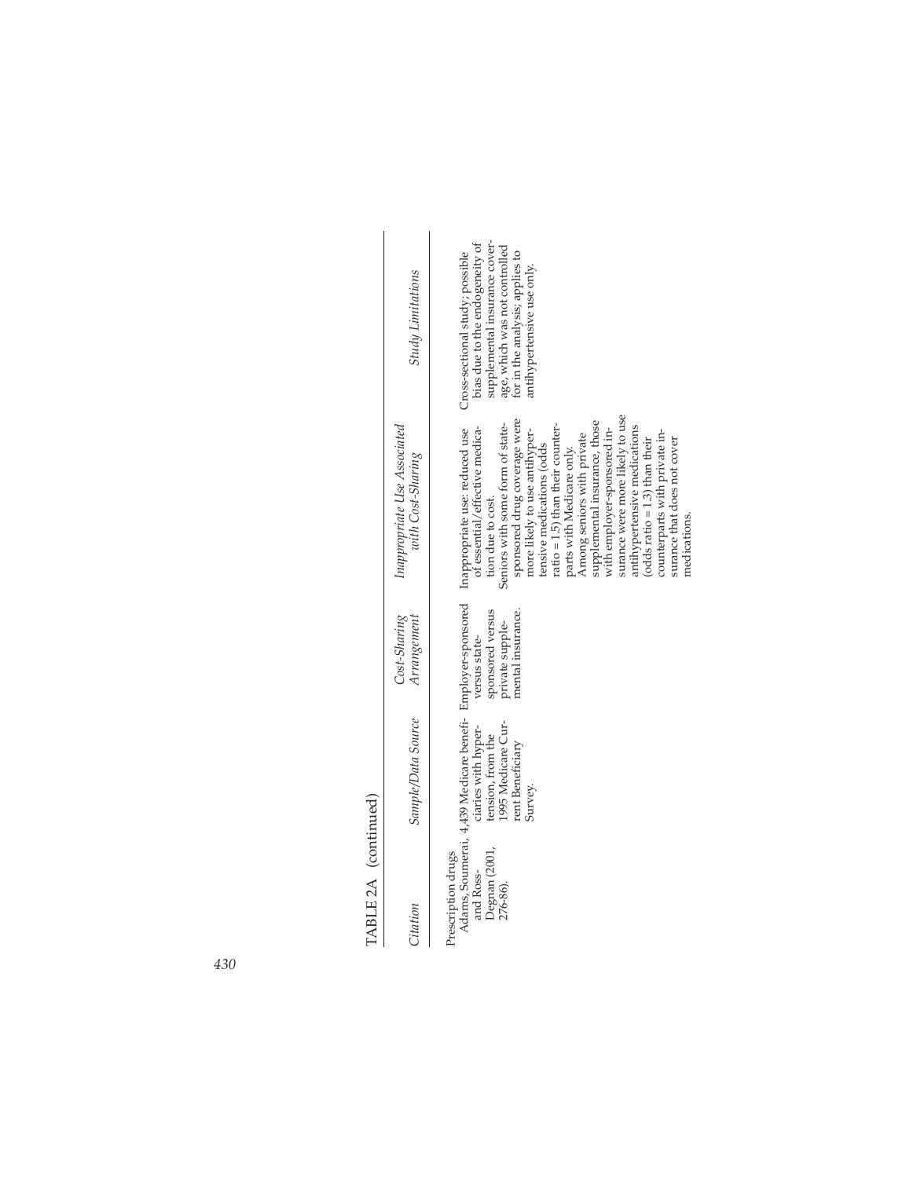TABLE 2A (continued)

| Citation | Sample/Data Source | Cost-Sharing Arrangement | Inappropriate Use Associated with Cost-Sharing | Study Limitations |
|---|---|---|---|---|
| Prescription drugs | | | | |
| Adams, Soumerai, and Ross-Degnan (2001, 276-86). | 4,439 Medicare beneficiaries with hypertension, from the 1995 Medicare Current Beneficiary Survey. | Employer-sponsored versus state-sponsored versus private supplemental insurance. | Inappropriate use: reduced use of essential/effective medication due to cost. Seniors with some form of state-sponsored drug coverage were more likely to use antihypertensive medications (odds ratio = 1.5) than their counterparts with Medicare only. Among seniors with private supplemental insurance, those with employer-sponsored insurance were more likely to use antihypertensive medications (odds ratio = 1.3) than their counterparts with private insurance that does not cover medications. | Cross-sectional study; possible bias due to the endogeneity of supplemental insurance coverage, which was not controlled for in the analysis; applies to antihypertensive use only. |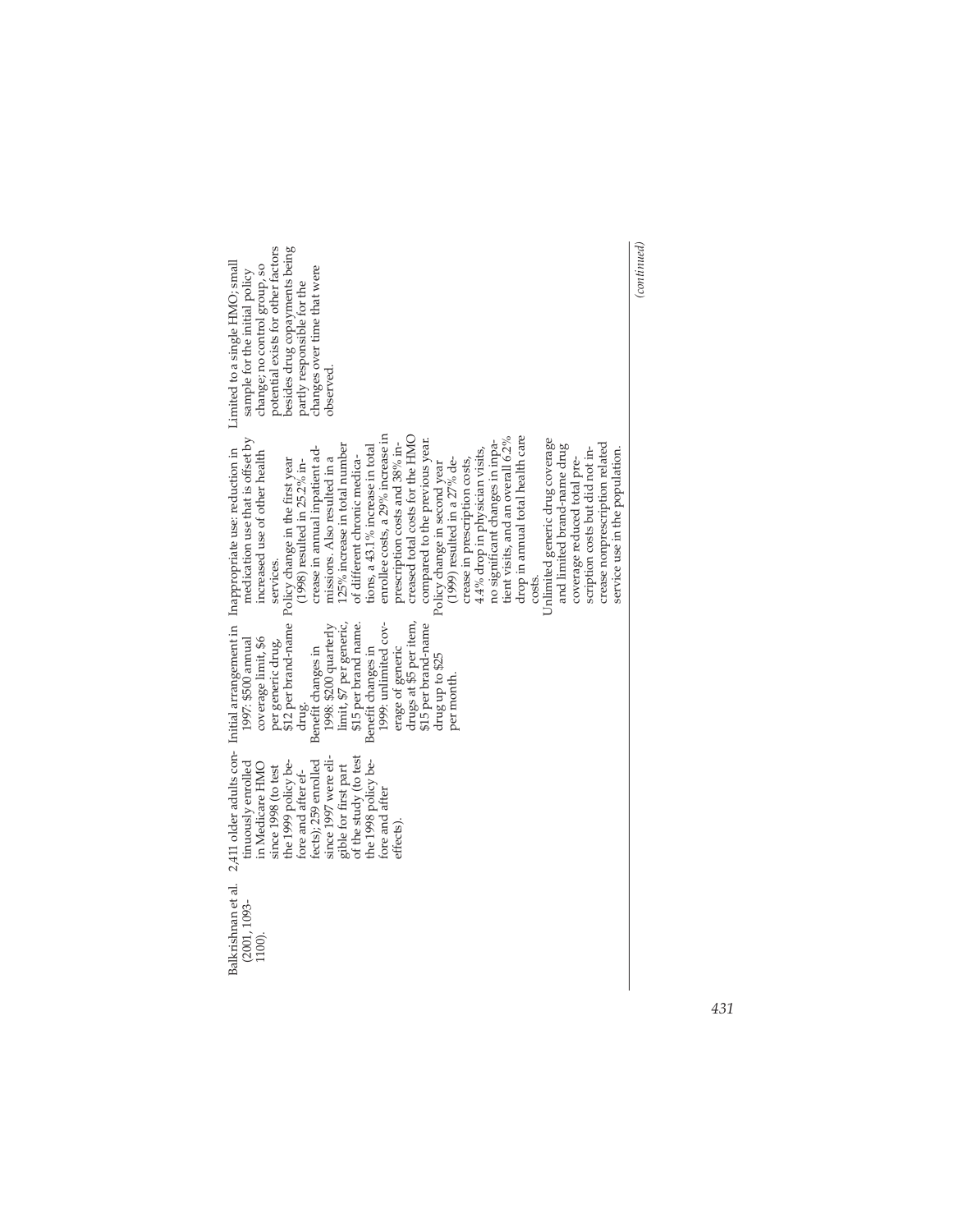| | | | | |
|---|---|---|---|---|
| Balkrishnan et al. (2001, 1093-1100). | 2,411 older adults continuously enrolled in Medicare HMO since 1998 (to test the 1999 policy before and after effects); 259 enrolled since 1997 were eligible for first part of the study (to test the 1998 policy before and after effects). | Initial arrangement in 1997: $500 annual coverage limit, $6 per generic drug, $12 per brand-name drug. Benefit changes in 1998: $200 quarterly limit, $7 per generic, $15 per brand name. Benefit changes in 1999: unlimited coverage of generic drugs at $5 per item, $15 per brand-name drug up to $25 per month. | Inappropriate use: reduction in medication use that is offset by increased use of other health services. Policy change in the first year (1998) resulted in 25.2% increase in annual inpatient admissions. Also resulted in a 125% increase in total number of different chronic medications, a 43.1% increase in total enrollee costs, a 29% increase in prescription costs and 38% increased total costs for the HMO compared to the previous year. Policy change in second year (1999) resulted in a 27% decrease in prescription costs, 4.4% drop in physician visits, no significant changes in inpatient visits, and an overall 6.2% drop in annual total health care costs. Unlimited generic drug coverage and limited brand-name drug coverage reduced total prescription costs but did not increase nonprescription related service use in the population. | Limited to a single HMO; small sample for the initial policy change; no control group, so potential exists for other factors besides drug copayments being partly responsible for the changes over time that were observed. |

*(continued)*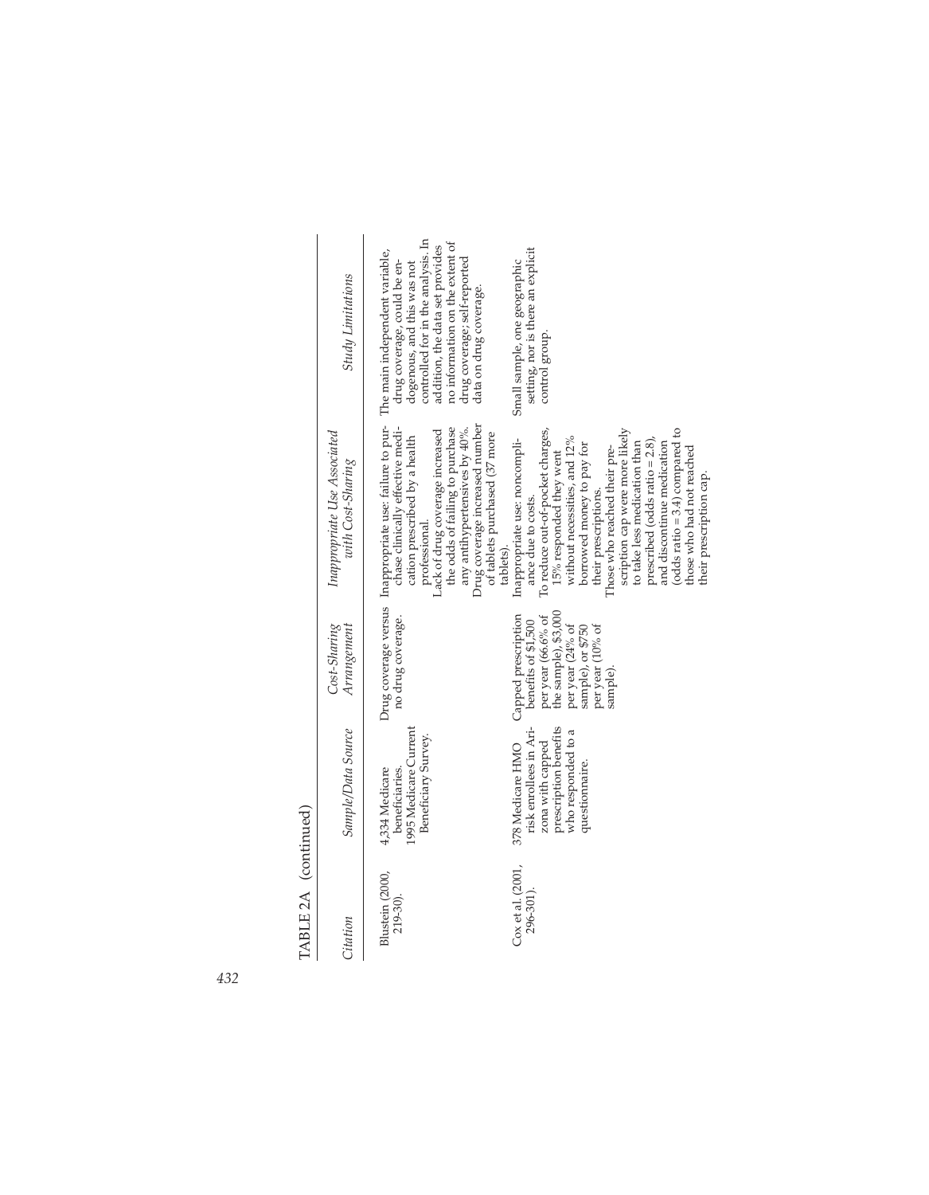TABLE 2A (continued)

| Citation | Sample/Data Source | Cost-Sharing Arrangement | Inappropriate Use Associated with Cost-Sharing | Study Limitations |
|---|---|---|---|---|
| Blustein (2000, 219-30). | 4,334 Medicare beneficiaries. 1995 Medicare Current Beneficiary Survey. | Drug coverage versus no drug coverage. | Inappropriate use: failure to purchase clinically effective medication prescribed by a health professional. Lack of drug coverage increased the odds of failing to purchase any antihypertensives by 40%. Drug coverage increased number of tablets purchased (37 more tablets). | The main independent variable, drug coverage, could be endogenous, and this was not controlled for in the analysis. In addition, the data set provides no information on the extent of drug coverage; self-reported data on drug coverage. |
| Cox et al. (2001, 296-301). | 378 Medicare HMO risk enrollees in Arizona with capped prescription benefits who responded to a questionnaire. | Capped prescription benefits of $1,500 per year (66.6% of the sample), $3,000 per year (24% of sample), or $750 per year (10% of sample). | Inappropriate use: noncompliance due to costs. To reduce out-of-pocket charges, 15% responded they went without necessities, and 12% borrowed money to pay for their prescriptions. Those who reached their prescription cap were more likely to take less medication than prescribed (odds ratio = 2.8), and discontinue medication (odds ratio = 3.4) compared to those who had not reached their prescription cap. | Small sample, one geographic setting, nor is there an explicit control group. |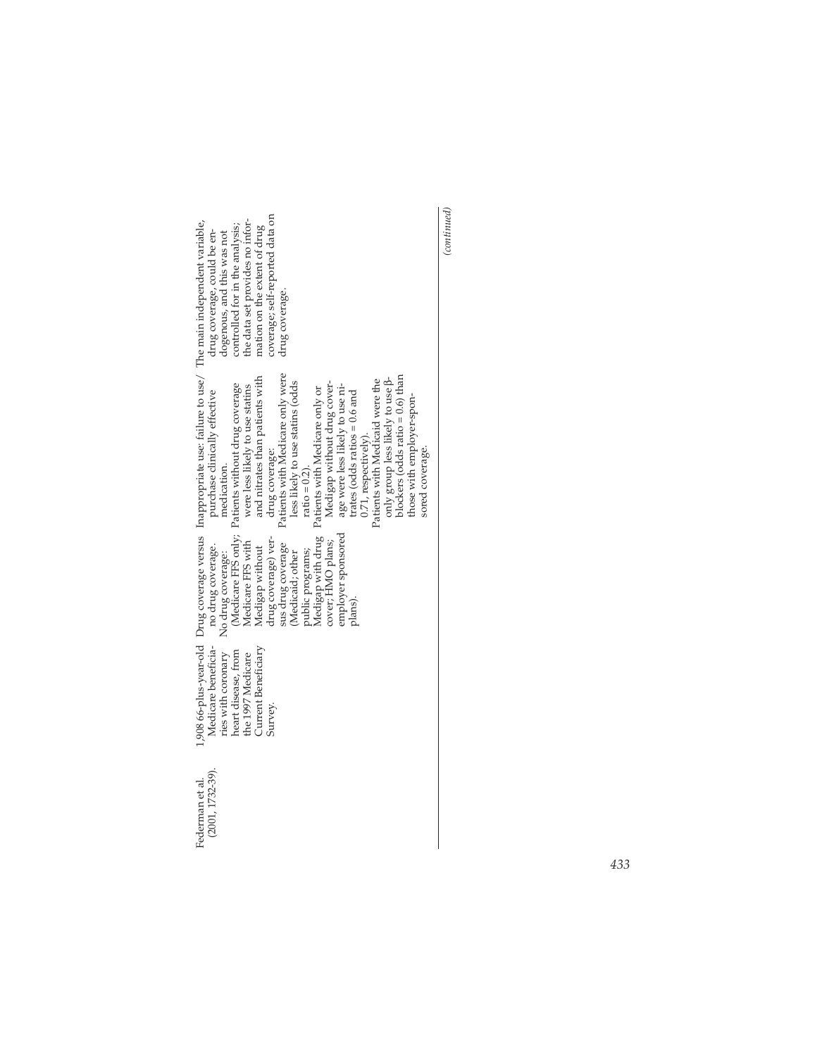| | | | | |
|---|---|---|---|---|
| Federman et al. (2001, 1732-39). | 1,908 66-plus-year-old Medicare beneficiaries with coronary heart disease, from the 1997 Medicare Current Beneficiary Survey. | Drug coverage versus no drug coverage. No drug coverage: (Medicare FFS only; Medicare FFS with Medigap without drug coverage) versus drug coverage (Medicaid; other public programs; Medigap with drug cover; HMO plans; employer sponsored plans). | Inappropriate use: failure to use/purchase clinically effective medication. Patients without drug coverage were less likely to use statins and nitrates than patients with drug coverage: Patients with Medicare only were less likely to use statins (odds ratio = 0.2). Patients with Medicare only or Medigap without drug coverage were less likely to use nitrates (odds ratios = 0.6 and 0.71, respectively). Patients with Medicaid were the only group less likely to use β-blockers (odds ratio = 0.6) than those with employer-sponsored coverage. | The main independent variable, drug coverage, could be endogenous, and this was not controlled for in the analysis; the data set provides no information on the extent of drug coverage; self-reported data on drug coverage. |

*(continued)*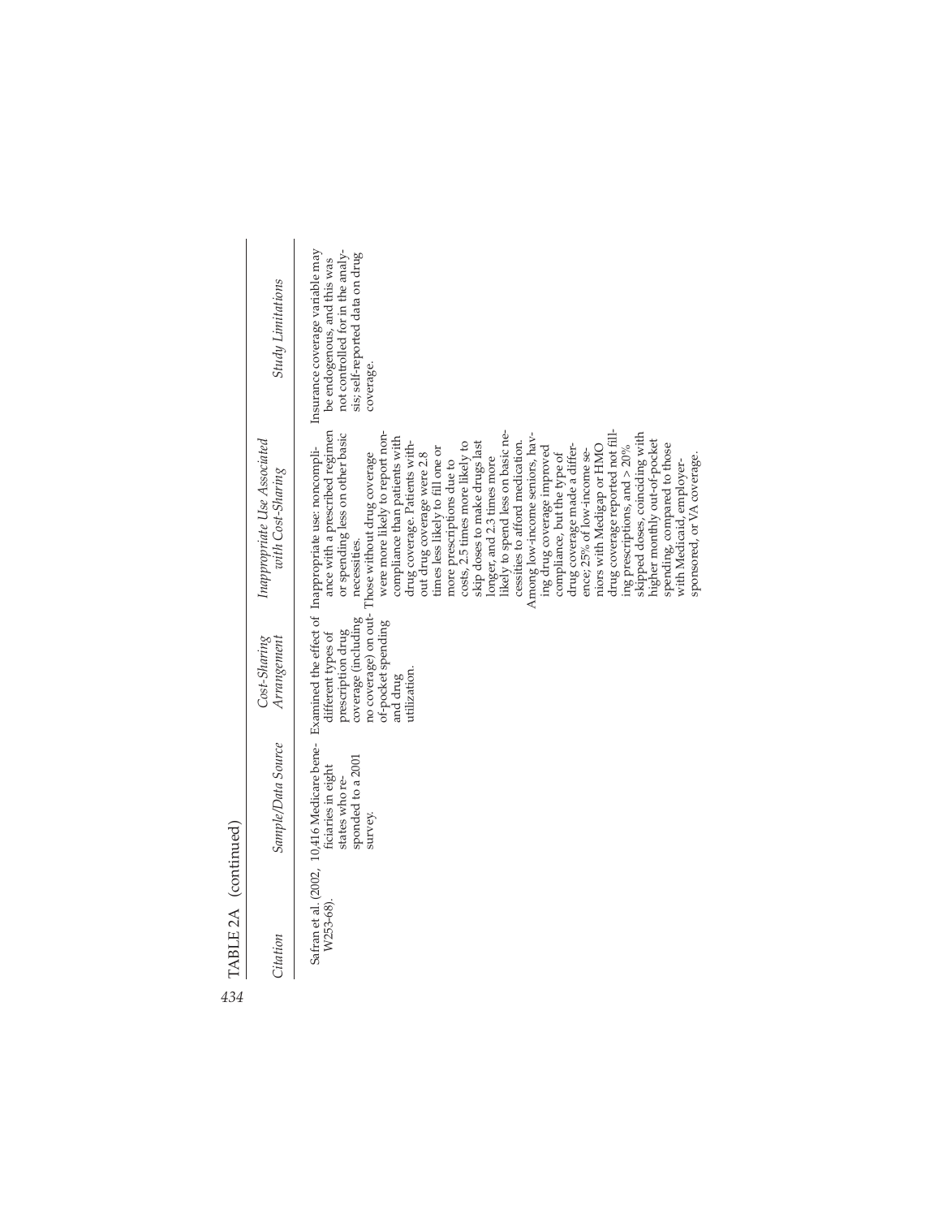TABLE 2A (continued)

| Citation | Sample/Data Source | Cost-Sharing Arrangement | Inappropriate Use Associated with Cost-Sharing | Study Limitations |
|---|---|---|---|---|
| Safran et al. (2002, W253-68). | 10,416 Medicare beneficiaries in eight states who responded to a 2001 survey. | Examined the effect of different types of prescription drug coverage (including no coverage) on out-of-pocket spending and drug utilization. | Inappropriate use: noncompliance with a prescribed regimen or spending less on other basic necessities. Those without drug coverage were more likely to report noncompliance than patients with drug coverage. Patients without drug coverage were 2.8 times less likely to fill one or more prescriptions due to costs, 2.5 times more likely to skip doses to make drugs last longer, and 2.3 times more likely to spend less on basic necessities to afford medication. Among low-income seniors, having drug coverage improved compliance, but the type of drug coverage made a difference; 25% of low-income seniors with Medigap or HMO drug coverage reported not filling prescriptions, and > 20% skipped doses, coinciding with higher monthly out-of-pocket spending, compared to those with Medicaid, employer-sponsored, or VA coverage. | Insurance coverage variable may be endogenous, and this was not controlled for in the analysis; self-reported data on drug coverage. |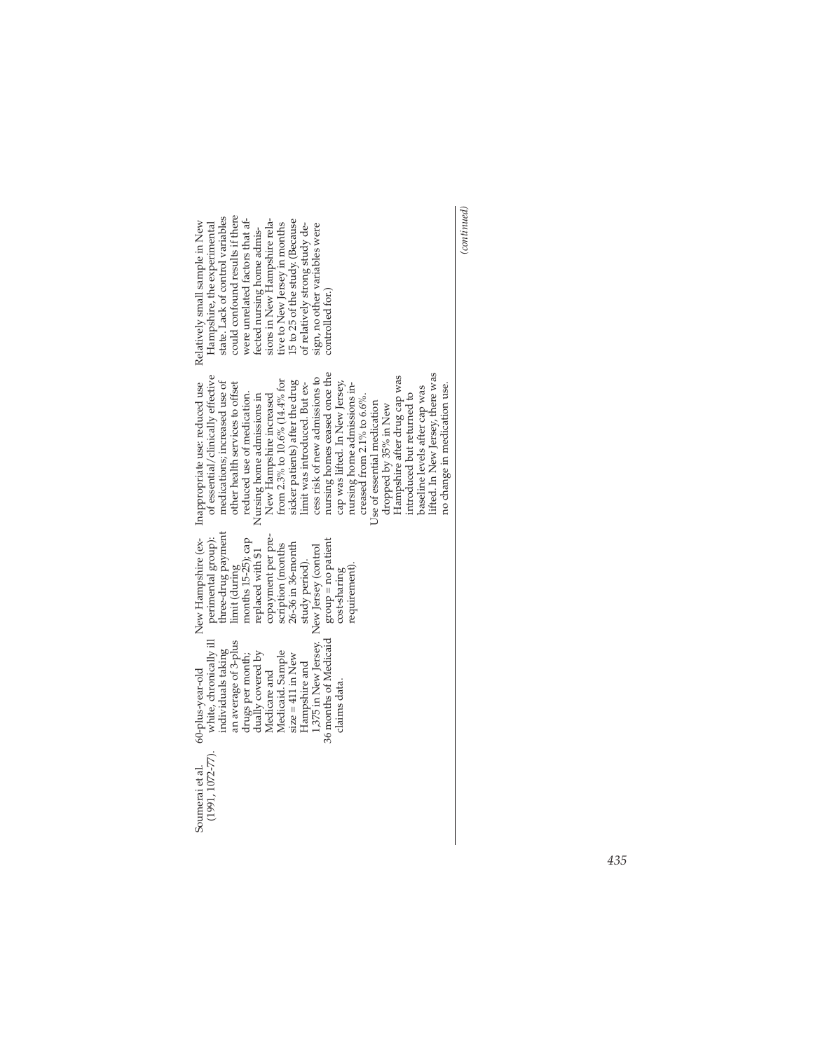| | | | | |
|---|---|---|---|---|
| Soumerai et al. (1991, 1072-77). | 60-plus-year-old white, chronically ill individuals taking an average of 3-plus drugs per month; dually covered by Medicare and Medicaid. Sample size = 411 in New Hampshire and 1,375 in New Jersey. 36 months of Medicaid claims data. | New Hampshire (experimental group): three-drug payment limit (during months 15-25); cap replaced with $1 copayment per prescription (months 26-36 in 36-month study period). New Jersey (control group = no patient cost-sharing requirement). | Inappropriate use: reduced use of essential/clinically effective medications; increased use of other health services to offset reduced use of medication. Nursing home admissions in New Hampshire increased from 2.3% to 10.6% (14.4% for sicker patients) after the drug limit was introduced. But excess risk of new admissions to nursing homes ceased once the cap was lifted. In New Jersey, nursing home admissions increased from 2.1% to 6.6%. Use of essential medication dropped by 35% in New Hampshire after drug cap was introduced but returned to baseline levels after cap was lifted. In New Jersey, there was no change in medication use. | Relatively small sample in New Hampshire, the experimental state. Lack of control variables could confound results if there were unrelated factors that affected nursing home admissions in New Hampshire relative to New Jersey in months 15 to 25 of the study. (Because of relatively strong study design, no other variables were controlled for.) |

*(continued)*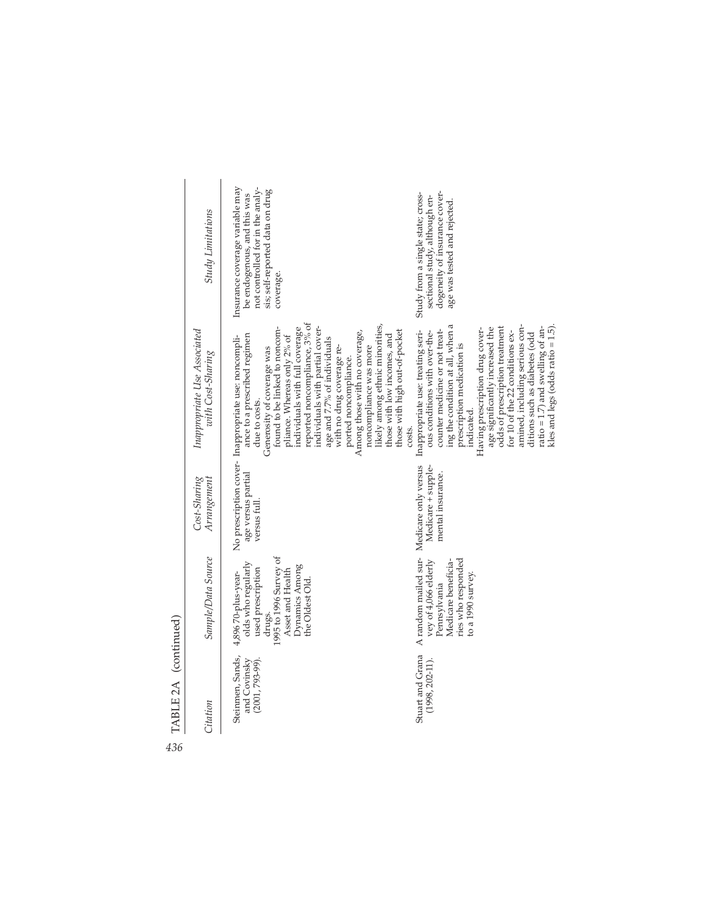TABLE 2A (continued)

| *Citation* | *Sample/Data Source* | *Cost-Sharing Arrangement* | *Inappropriate Use Associated with Cost-Sharing* | *Study Limitations* |
|---|---|---|---|---|
| Steinmen, Sands, and Covinsky (2001, 793-99). | 4,896 70-plus-year-olds who regularly used prescription drugs. 1995 to 1996 Survey of Asset and Health Dynamics Among the Oldest Old. | No prescription coverage versus partial versus full. | Inappropriate use: noncompliance to a prescribed regimen due to costs. Generosity of coverage was found to be linked to noncompliance. Whereas only 2% of individuals with full coverage reported noncompliance, 3% of individuals with partial coverage and 7.7% of individuals with no drug coverage reported noncompliance. Among those with no coverage, noncompliance was more likely among ethnic minorities, those with low incomes, and those with high out-of-pocket costs. | Insurance coverage variable may be endogenous, and this was not controlled for in the analysis; self-reported data on drug coverage. |
| Stuart and Grana (1998, 202-11). | A random mailed survey of 4,066 elderly Pennsylvania Medicare beneficiaries who responded to a 1990 survey. | Medicare only versus Medicare + supplemental insurance. | Inappropriate use: treating serious conditions with over-the-counter medicine or not treating the condition at all, when a prescription medication is indicated. Having prescription drug coverage significantly increased the odds of prescription treatment for 10 of the 22 conditions examined, including serious conditions such as diabetes (odd ratio = 1.7) and swelling of ankles and legs (odds ratio = 1.5). | Study from a single state; cross-sectional study, although endogeneity of insurance coverage was tested and rejected. |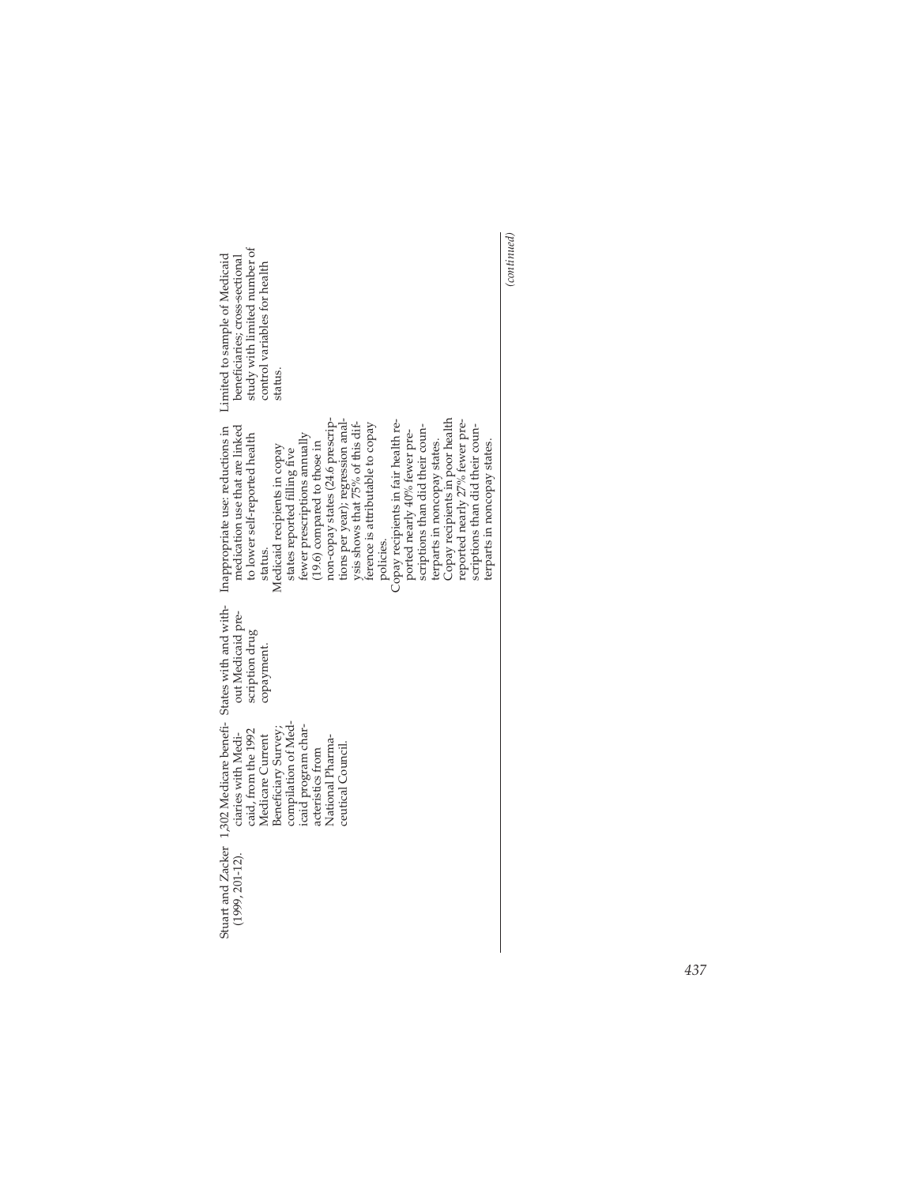| | | | | |
|---|---|---|---|---|
| Stuart and Zacker (1999, 201-12). | 1,302 Medicare beneficiaries with Medicaid, from the 1992 Medicare Current Beneficiary Survey; compilation of Medicaid program characteristics from National Pharmaceutical Council. | States with and without Medicaid prescription drug copayment. | Inappropriate use: reductions in medication use that are linked to lower self-reported health status.<br>Medicaid recipients in copay states reported filling five fewer prescriptions annually (19.6) compared to those in non-copay states (24.6 prescriptions per year); regression analysis shows that 75% of this difference is attributable to copay policies.<br>Copay recipients in fair health reported nearly 40% fewer prescriptions than did their counterparts in noncopay states.<br>Copay recipients in poor health reported nearly 27% fewer prescriptions than did their counterparts in noncopay states. | Limited to sample of Medicaid beneficiaries; cross-sectional study with limited number of control variables for health status. |

*(continued)*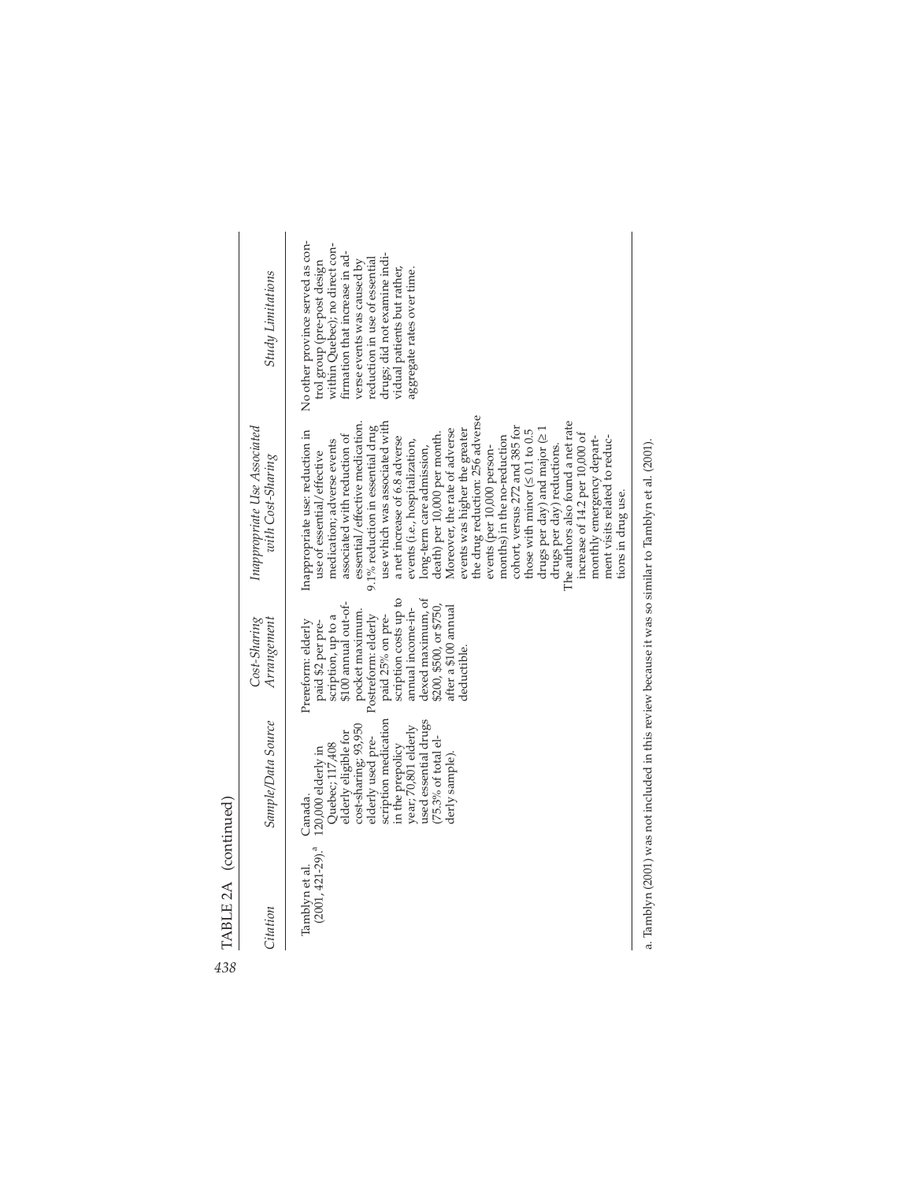TABLE 2A (continued)

| Citation | Sample/Data Source | Cost-Sharing Arrangement | Inappropriate Use Associated with Cost-Sharing | Study Limitations |
|---|---|---|---|---|
| Tamblyn et al. (2001, 421-29).[a] | Canada. 120,000 elderly in Quebec; 117,408 elderly eligible for cost-sharing; 93,950 elderly used prescription medication in the prepolicy year; 70,801 elderly used essential drugs (75.3% of total elderly sample). | Prereform: elderly paid $2 per prescription, up to a $100 annual out-of-pocket maximum. Postreform: elderly paid 25% on prescription costs up to annual income-indexed maximum, of $200, $500, or $750, after a $100 annual deductible. | Inappropriate use: reduction in use of essential/effective medication; adverse events associated with reduction of essential/effective medication. 9.1% reduction in essential drug use which was associated with a net increase of 6.8 adverse events (i.e., hospitalization, long-term care admission, death) per 10,000 per month. Moreover, the rate of adverse events was higher the greater the drug reduction: 256 adverse events (per 10,000 person-months) in the no-reduction cohort, versus 272 and 385 for those with minor (≤ 0.1 to 0.5 drugs per day) and major (≥ 1 drugs per day) reductions. The authors also found a net rate increase of 14.2 per 10,000 of monthly emergency department visits related to reductions in drug use. | No other province served as control group (pre-post design within Quebec); no direct confirmation that increase in adverse events was caused by reduction in use of essential drugs; did not examine individual patients but rather, aggregate rates over time. |

a. Tamblyn (2001) was not included in this review because it was so similar to Tamblyn et al. (2001).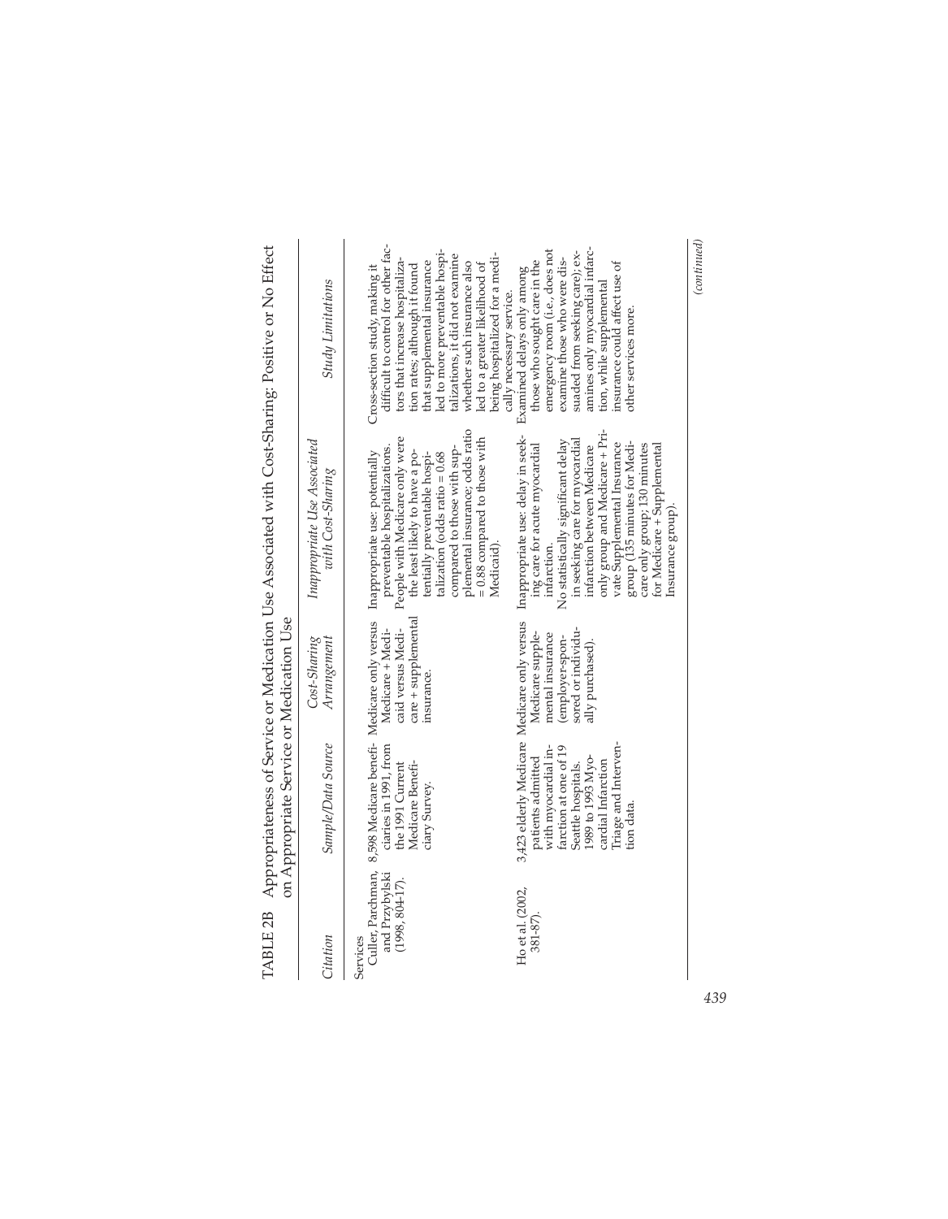TABLE 2B Appropriateness of Service or Medication Use Associated with Cost-Sharing: Positive or No Effect on Appropriate Service or Medication Use

| *Citation* | *Sample/Data Source* | *Cost-Sharing Arrangement* | *Inappropriate Use Associated with Cost-Sharing* | *Study Limitations* |
|---|---|---|---|---|
| Services | | | | |
| Culler, Parchman, and Przybylski (1998, 804-17). | 8,598 Medicare beneficiaries in 1991, from the 1991 Current Medicare Beneficiary Survey. | Medicare only versus Medicare + Medicaid versus Medicare + supplemental insurance. | Inappropriate use: potentially preventable hospitalizations. People with Medicare only were the least likely to have a potentially preventable hospitalization (odds ratio = 0.68 compared to those with supplemental insurance; odds ratio = 0.88 compared to those with Medicaid). | Cross-section study, making it difficult to control for other factors that increase hospitalization rates; although it found that supplemental insurance led to more preventable hospitalizations, it did not examine whether such insurance also led to a greater likelihood of being hospitalized for a medically necessary service. |
| Ho et al. (2002, 381-87). | 3,423 elderly Medicare patients admitted with myocardial infarction at one of 19 Seattle hospitals. 1989 to 1993 Myocardial Infarction Triage and Intervention data. | Medicare only versus Medicare supplemental insurance (employer-sponsored or individually purchased). | Inappropriate use: delay in seeking care for acute myocardial infarction. No statistically significant delay in seeking care for myocardial infarction between Medicare only group and Medicare + Private Supplemental Insurance group (135 minutes for Medicare only group; 130 minutes for Medicare + Supplemental Insurance group). | Examined delays only among those who sought care in the emergency room (i.e., does not examine those who were dissuaded from seeking care); examines only myocardial infarction, while supplemental insurance could affect use of other services more. |

*(continued)*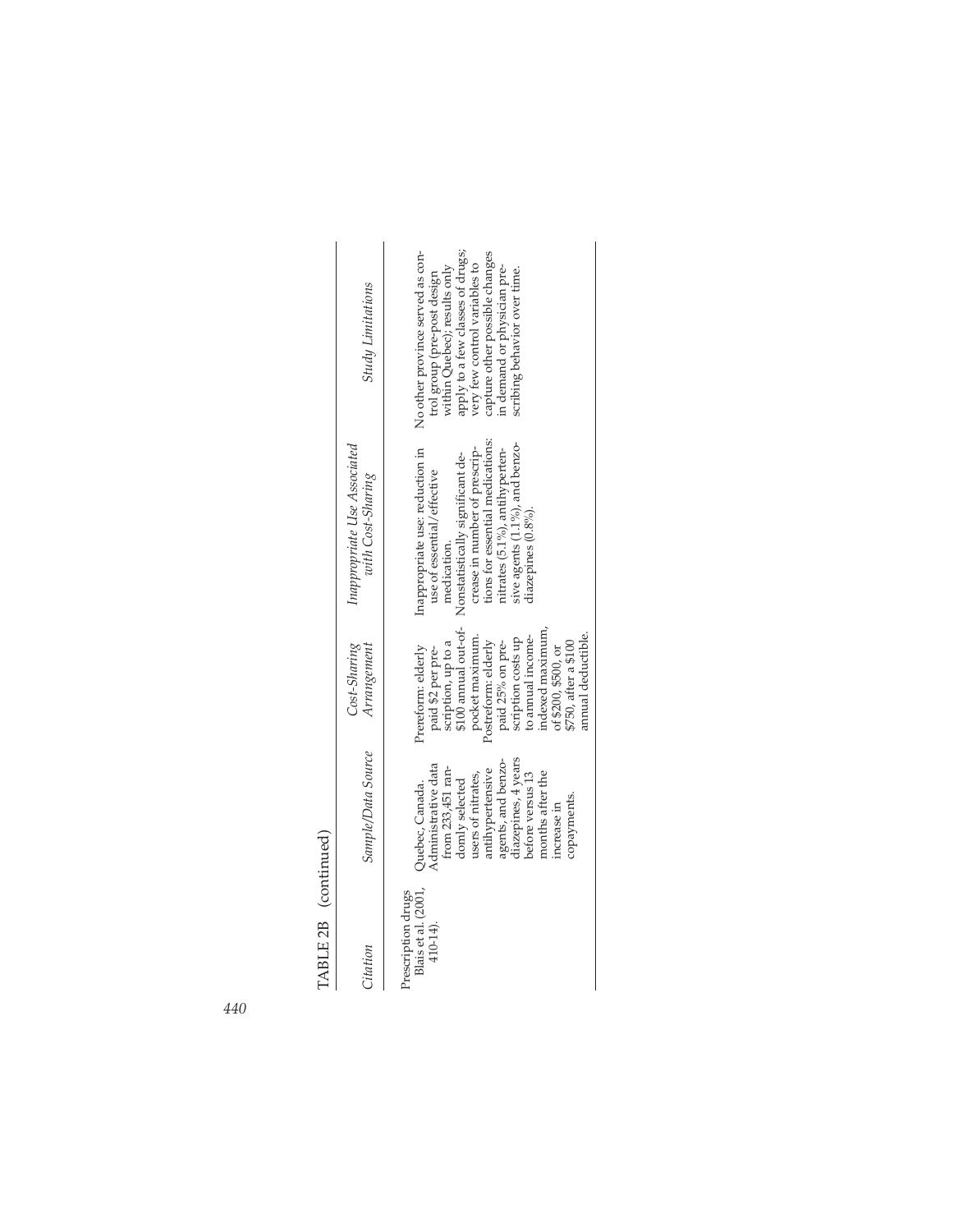TABLE 2B (continued)

| *Citation* | *Sample/Data Source* | *Cost-Sharing Arrangement* | *Inappropriate Use Associated with Cost-Sharing* | *Study Limitations* |
| --- | --- | --- | --- | --- |
| Prescription drugs | | | | |
| Blais et al. (2001, 410-14). | Quebec, Canada. Administrative data from 233,451 randomly selected users of nitrates, antihypertensive agents, and benzodiazepines, 4 years before versus 13 months after the increase in copayments. | Prereform: elderly paid $2 per prescription, up to a $100 annual out-of-pocket maximum. Postreform: elderly paid 25% on prescription costs up to annual income-indexed maximum, of $200, $500, or $750, after a $100 annual deductible. | Inappropriate use: reduction in use of essential/effective medication. Nonstatistically significant decrease in number of prescriptions for essential medications: nitrates (5.1%), antihypertensive agents (1.1%), and benzodiazepines (0.8%). | No other province served as control group (pre-post design within Quebec); results only apply to a few classes of drugs; very few control variables to capture other possible changes in demand or physician prescribing behavior over time. |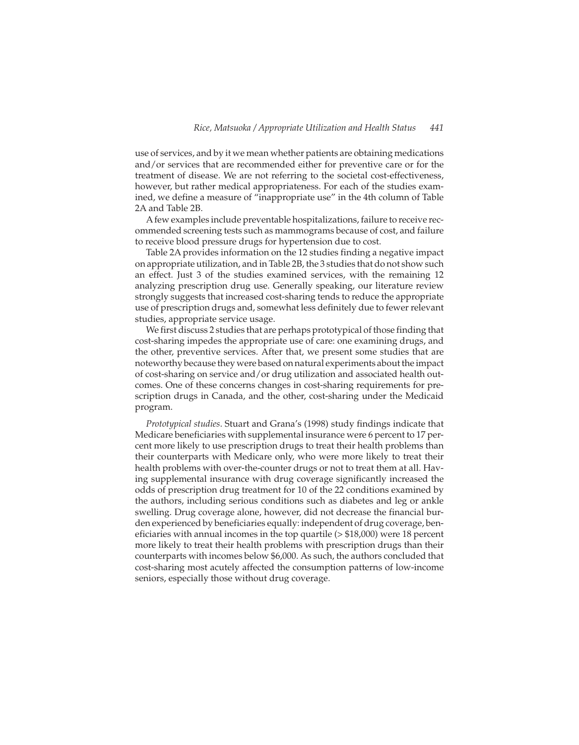use of services, and by it we mean whether patients are obtaining medications and/or services that are recommended either for preventive care or for the treatment of disease. We are not referring to the societal cost-effectiveness, however, but rather medical appropriateness. For each of the studies examined, we define a measure of "inappropriate use" in the 4th column of Table 2A and Table 2B.

A few examples include preventable hospitalizations, failure to receive recommended screening tests such as mammograms because of cost, and failure to receive blood pressure drugs for hypertension due to cost.

Table 2A provides information on the 12 studies finding a negative impact on appropriate utilization, and in Table 2B, the 3 studies that do not show such an effect. Just 3 of the studies examined services, with the remaining 12 analyzing prescription drug use. Generally speaking, our literature review strongly suggests that increased cost-sharing tends to reduce the appropriate use of prescription drugs and, somewhat less definitely due to fewer relevant studies, appropriate service usage.

We first discuss 2 studies that are perhaps prototypical of those finding that cost-sharing impedes the appropriate use of care: one examining drugs, and the other, preventive services. After that, we present some studies that are noteworthy because they were based on natural experiments about the impact of cost-sharing on service and/or drug utilization and associated health outcomes. One of these concerns changes in cost-sharing requirements for prescription drugs in Canada, and the other, cost-sharing under the Medicaid program.

*Prototypical studies*. Stuart and Grana's (1998) study findings indicate that Medicare beneficiaries with supplemental insurance were 6 percent to 17 percent more likely to use prescription drugs to treat their health problems than their counterparts with Medicare only, who were more likely to treat their health problems with over-the-counter drugs or not to treat them at all. Having supplemental insurance with drug coverage significantly increased the odds of prescription drug treatment for 10 of the 22 conditions examined by the authors, including serious conditions such as diabetes and leg or ankle swelling. Drug coverage alone, however, did not decrease the financial burden experienced by beneficiaries equally: independent of drug coverage, beneficiaries with annual incomes in the top quartile (> $18,000) were 18 percent more likely to treat their health problems with prescription drugs than their counterparts with incomes below $6,000. As such, the authors concluded that cost-sharing most acutely affected the consumption patterns of low-income seniors, especially those without drug coverage.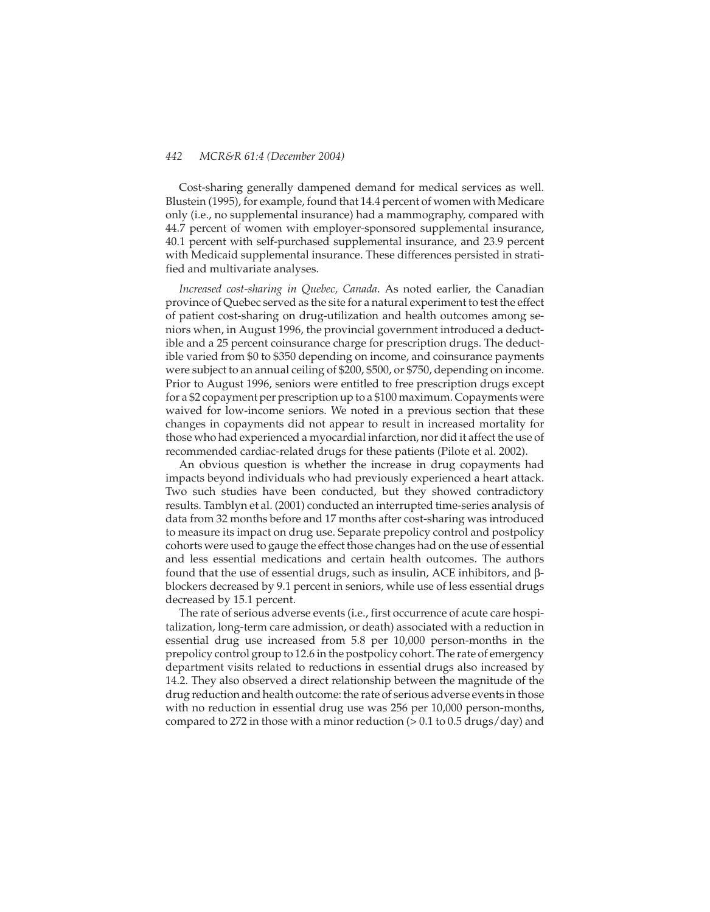Cost-sharing generally dampened demand for medical services as well. Blustein (1995), for example, found that 14.4 percent of women with Medicare only (i.e., no supplemental insurance) had a mammography, compared with 44.7 percent of women with employer-sponsored supplemental insurance, 40.1 percent with self-purchased supplemental insurance, and 23.9 percent with Medicaid supplemental insurance. These differences persisted in stratified and multivariate analyses.

*Increased cost-sharing in Quebec, Canada*. As noted earlier, the Canadian province of Quebec served as the site for a natural experiment to test the effect of patient cost-sharing on drug-utilization and health outcomes among seniors when, in August 1996, the provincial government introduced a deductible and a 25 percent coinsurance charge for prescription drugs. The deductible varied from $0 to $350 depending on income, and coinsurance payments were subject to an annual ceiling of $200, $500, or $750, depending on income. Prior to August 1996, seniors were entitled to free prescription drugs except for a $2 copayment per prescription up to a $100 maximum. Copayments were waived for low-income seniors. We noted in a previous section that these changes in copayments did not appear to result in increased mortality for those who had experienced a myocardial infarction, nor did it affect the use of recommended cardiac-related drugs for these patients (Pilote et al. 2002).

An obvious question is whether the increase in drug copayments had impacts beyond individuals who had previously experienced a heart attack. Two such studies have been conducted, but they showed contradictory results. Tamblyn et al. (2001) conducted an interrupted time-series analysis of data from 32 months before and 17 months after cost-sharing was introduced to measure its impact on drug use. Separate prepolicy control and postpolicy cohorts were used to gauge the effect those changes had on the use of essential and less essential medications and certain health outcomes. The authors found that the use of essential drugs, such as insulin, ACE inhibitors, and β-blockers decreased by 9.1 percent in seniors, while use of less essential drugs decreased by 15.1 percent.

The rate of serious adverse events (i.e., first occurrence of acute care hospitalization, long-term care admission, or death) associated with a reduction in essential drug use increased from 5.8 per 10,000 person-months in the prepolicy control group to 12.6 in the postpolicy cohort. The rate of emergency department visits related to reductions in essential drugs also increased by 14.2. They also observed a direct relationship between the magnitude of the drug reduction and health outcome: the rate of serious adverse events in those with no reduction in essential drug use was 256 per 10,000 person-months, compared to 272 in those with a minor reduction (> 0.1 to 0.5 drugs/day) and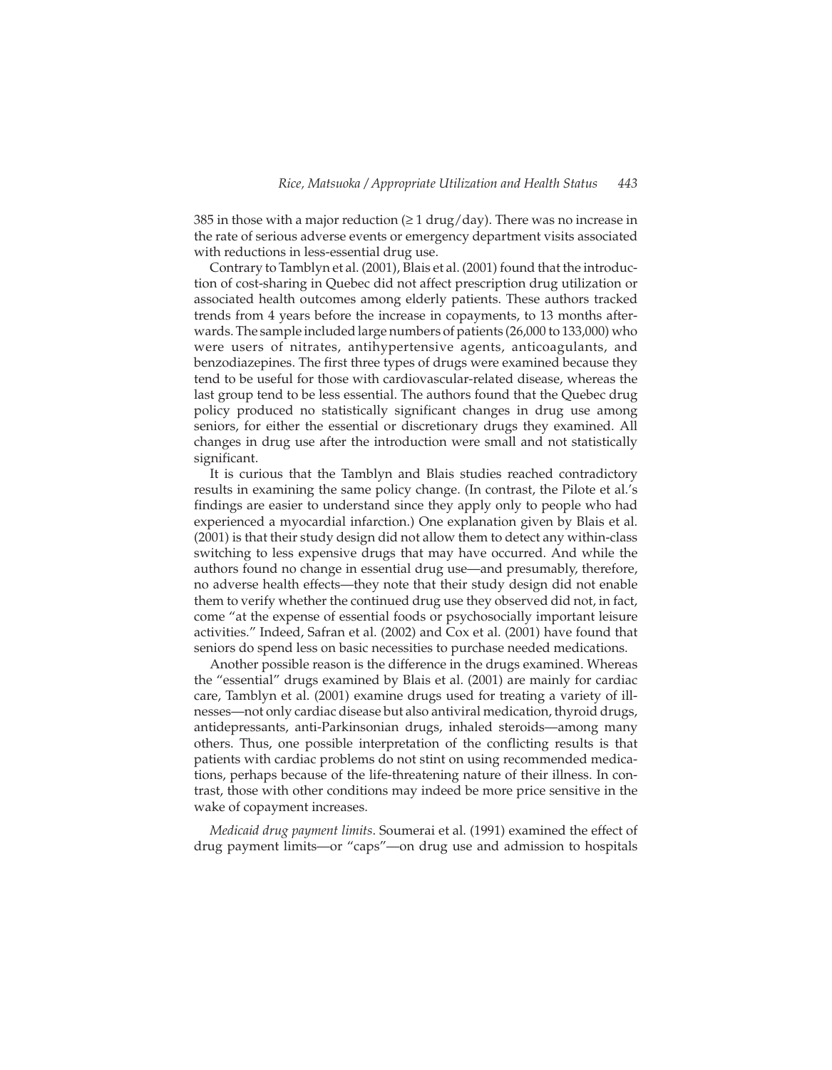385 in those with a major reduction ($\geq 1$ drug/day). There was no increase in the rate of serious adverse events or emergency department visits associated with reductions in less-essential drug use.

Contrary to Tamblyn et al. (2001), Blais et al. (2001) found that the introduction of cost-sharing in Quebec did not affect prescription drug utilization or associated health outcomes among elderly patients. These authors tracked trends from 4 years before the increase in copayments, to 13 months afterwards. The sample included large numbers of patients (26,000 to 133,000) who were users of nitrates, antihypertensive agents, anticoagulants, and benzodiazepines. The first three types of drugs were examined because they tend to be useful for those with cardiovascular-related disease, whereas the last group tend to be less essential. The authors found that the Quebec drug policy produced no statistically significant changes in drug use among seniors, for either the essential or discretionary drugs they examined. All changes in drug use after the introduction were small and not statistically significant.

It is curious that the Tamblyn and Blais studies reached contradictory results in examining the same policy change. (In contrast, the Pilote et al.'s findings are easier to understand since they apply only to people who had experienced a myocardial infarction.) One explanation given by Blais et al. (2001) is that their study design did not allow them to detect any within-class switching to less expensive drugs that may have occurred. And while the authors found no change in essential drug use—and presumably, therefore, no adverse health effects—they note that their study design did not enable them to verify whether the continued drug use they observed did not, in fact, come "at the expense of essential foods or psychosocially important leisure activities." Indeed, Safran et al. (2002) and Cox et al. (2001) have found that seniors do spend less on basic necessities to purchase needed medications.

Another possible reason is the difference in the drugs examined. Whereas the "essential" drugs examined by Blais et al. (2001) are mainly for cardiac care, Tamblyn et al. (2001) examine drugs used for treating a variety of illnesses—not only cardiac disease but also antiviral medication, thyroid drugs, antidepressants, anti-Parkinsonian drugs, inhaled steroids—among many others. Thus, one possible interpretation of the conflicting results is that patients with cardiac problems do not stint on using recommended medications, perhaps because of the life-threatening nature of their illness. In contrast, those with other conditions may indeed be more price sensitive in the wake of copayment increases.

*Medicaid drug payment limits*. Soumerai et al. (1991) examined the effect of drug payment limits—or "caps"—on drug use and admission to hospitals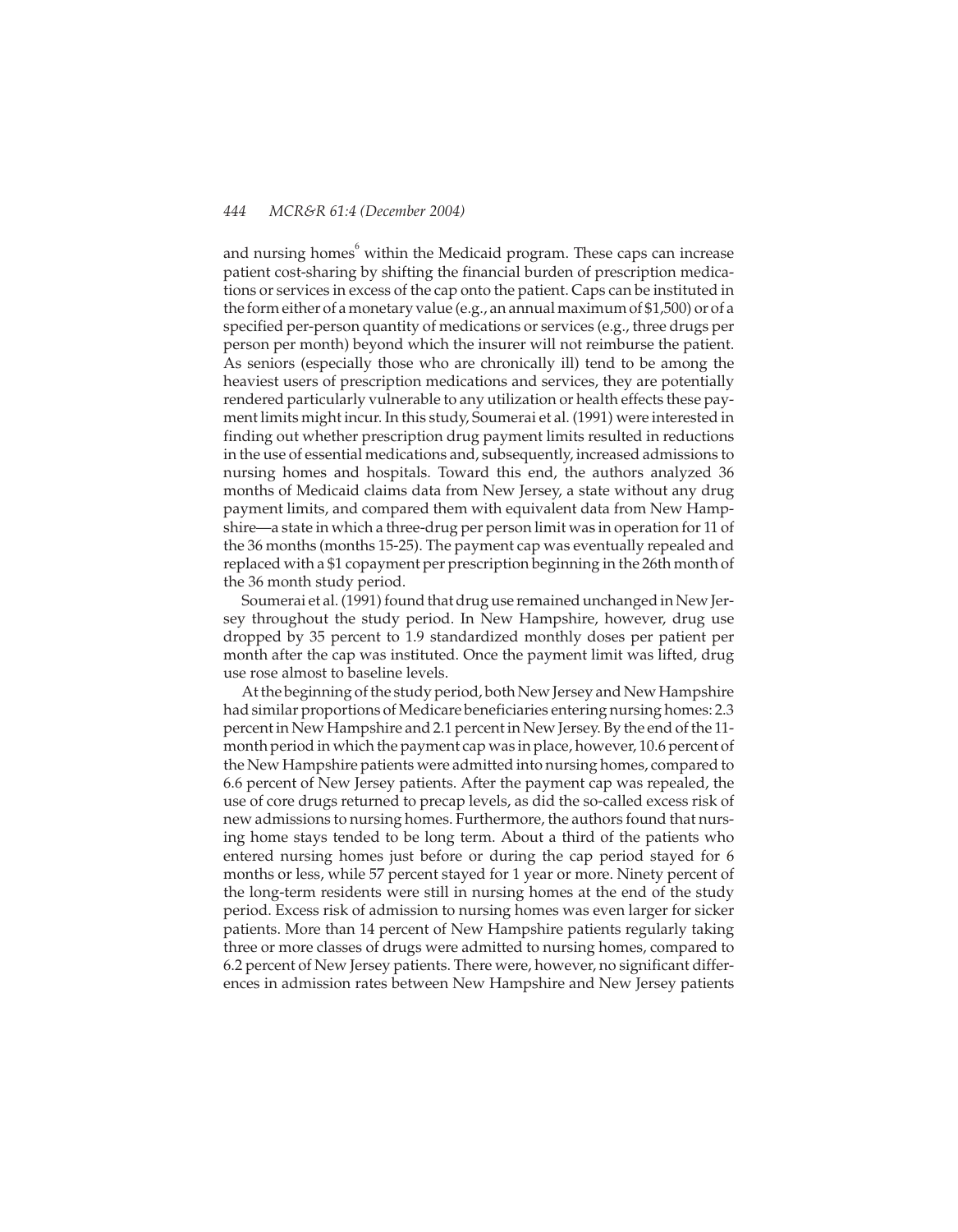and nursing homes[6] within the Medicaid program. These caps can increase patient cost-sharing by shifting the financial burden of prescription medications or services in excess of the cap onto the patient. Caps can be instituted in the form either of a monetary value (e.g., an annual maximum of $1,500) or of a specified per-person quantity of medications or services (e.g., three drugs per person per month) beyond which the insurer will not reimburse the patient. As seniors (especially those who are chronically ill) tend to be among the heaviest users of prescription medications and services, they are potentially rendered particularly vulnerable to any utilization or health effects these payment limits might incur. In this study, Soumerai et al. (1991) were interested in finding out whether prescription drug payment limits resulted in reductions in the use of essential medications and, subsequently, increased admissions to nursing homes and hospitals. Toward this end, the authors analyzed 36 months of Medicaid claims data from New Jersey, a state without any drug payment limits, and compared them with equivalent data from New Hampshire—a state in which a three-drug per person limit was in operation for 11 of the 36 months (months 15-25). The payment cap was eventually repealed and replaced with a $1 copayment per prescription beginning in the 26th month of the 36 month study period.

Soumerai et al. (1991) found that drug use remained unchanged in New Jersey throughout the study period. In New Hampshire, however, drug use dropped by 35 percent to 1.9 standardized monthly doses per patient per month after the cap was instituted. Once the payment limit was lifted, drug use rose almost to baseline levels.

At the beginning of the study period, both New Jersey and New Hampshire had similar proportions of Medicare beneficiaries entering nursing homes: 2.3 percent in New Hampshire and 2.1 percent in New Jersey. By the end of the 11-month period in which the payment cap was in place, however, 10.6 percent of the New Hampshire patients were admitted into nursing homes, compared to 6.6 percent of New Jersey patients. After the payment cap was repealed, the use of core drugs returned to precap levels, as did the so-called excess risk of new admissions to nursing homes. Furthermore, the authors found that nursing home stays tended to be long term. About a third of the patients who entered nursing homes just before or during the cap period stayed for 6 months or less, while 57 percent stayed for 1 year or more. Ninety percent of the long-term residents were still in nursing homes at the end of the study period. Excess risk of admission to nursing homes was even larger for sicker patients. More than 14 percent of New Hampshire patients regularly taking three or more classes of drugs were admitted to nursing homes, compared to 6.2 percent of New Jersey patients. There were, however, no significant differences in admission rates between New Hampshire and New Jersey patients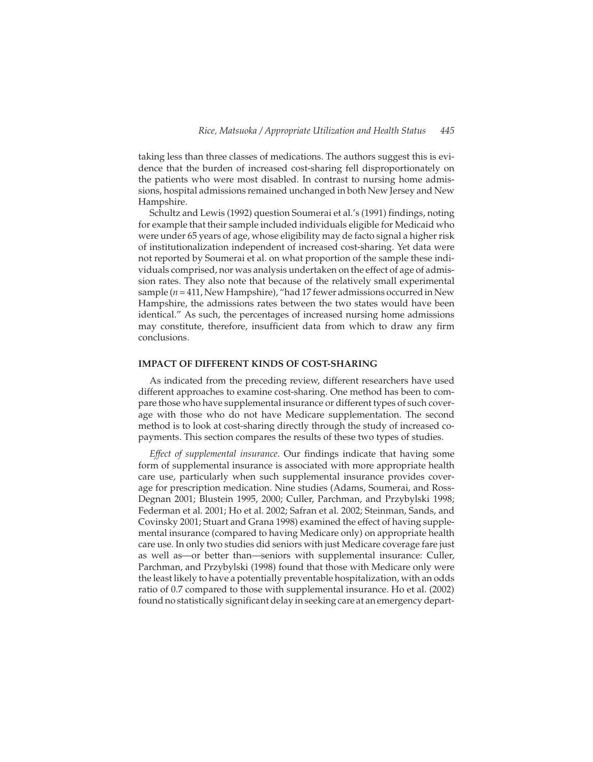taking less than three classes of medications. The authors suggest this is evidence that the burden of increased cost-sharing fell disproportionately on the patients who were most disabled. In contrast to nursing home admissions, hospital admissions remained unchanged in both New Jersey and New Hampshire.

Schultz and Lewis (1992) question Soumerai et al.'s (1991) findings, noting for example that their sample included individuals eligible for Medicaid who were under 65 years of age, whose eligibility may de facto signal a higher risk of institutionalization independent of increased cost-sharing. Yet data were not reported by Soumerai et al. on what proportion of the sample these individuals comprised, nor was analysis undertaken on the effect of age of admission rates. They also note that because of the relatively small experimental sample ($n = 411$, New Hampshire), "had 17 fewer admissions occurred in New Hampshire, the admissions rates between the two states would have been identical." As such, the percentages of increased nursing home admissions may constitute, therefore, insufficient data from which to draw any firm conclusions.

## IMPACT OF DIFFERENT KINDS OF COST-SHARING

As indicated from the preceding review, different researchers have used different approaches to examine cost-sharing. One method has been to compare those who have supplemental insurance or different types of such coverage with those who do not have Medicare supplementation. The second method is to look at cost-sharing directly through the study of increased copayments. This section compares the results of these two types of studies.

*Effect of supplemental insurance*. Our findings indicate that having some form of supplemental insurance is associated with more appropriate health care use, particularly when such supplemental insurance provides coverage for prescription medication. Nine studies (Adams, Soumerai, and Ross-Degnan 2001; Blustein 1995, 2000; Culler, Parchman, and Przybylski 1998; Federman et al. 2001; Ho et al. 2002; Safran et al. 2002; Steinman, Sands, and Covinsky 2001; Stuart and Grana 1998) examined the effect of having supplemental insurance (compared to having Medicare only) on appropriate health care use. In only two studies did seniors with just Medicare coverage fare just as well as—or better than—seniors with supplemental insurance: Culler, Parchman, and Przybylski (1998) found that those with Medicare only were the least likely to have a potentially preventable hospitalization, with an odds ratio of 0.7 compared to those with supplemental insurance. Ho et al. (2002) found no statistically significant delay in seeking care at an emergency depart-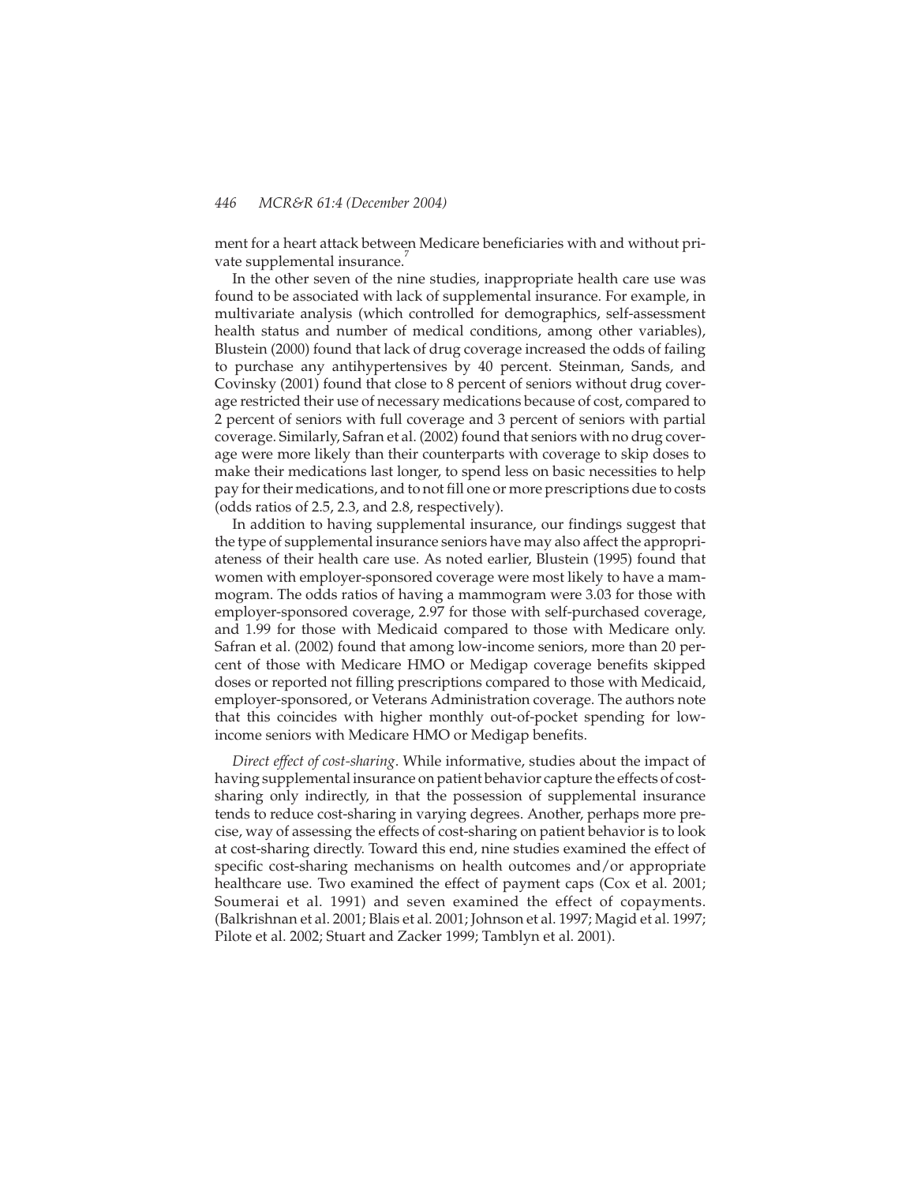ment for a heart attack between Medicare beneficiaries with and without private supplemental insurance.[7]

In the other seven of the nine studies, inappropriate health care use was found to be associated with lack of supplemental insurance. For example, in multivariate analysis (which controlled for demographics, self-assessment health status and number of medical conditions, among other variables), Blustein (2000) found that lack of drug coverage increased the odds of failing to purchase any antihypertensives by 40 percent. Steinman, Sands, and Covinsky (2001) found that close to 8 percent of seniors without drug coverage restricted their use of necessary medications because of cost, compared to 2 percent of seniors with full coverage and 3 percent of seniors with partial coverage. Similarly, Safran et al. (2002) found that seniors with no drug coverage were more likely than their counterparts with coverage to skip doses to make their medications last longer, to spend less on basic necessities to help pay for their medications, and to not fill one or more prescriptions due to costs (odds ratios of 2.5, 2.3, and 2.8, respectively).

In addition to having supplemental insurance, our findings suggest that the type of supplemental insurance seniors have may also affect the appropriateness of their health care use. As noted earlier, Blustein (1995) found that women with employer-sponsored coverage were most likely to have a mammogram. The odds ratios of having a mammogram were 3.03 for those with employer-sponsored coverage, 2.97 for those with self-purchased coverage, and 1.99 for those with Medicaid compared to those with Medicare only. Safran et al. (2002) found that among low-income seniors, more than 20 percent of those with Medicare HMO or Medigap coverage benefits skipped doses or reported not filling prescriptions compared to those with Medicaid, employer-sponsored, or Veterans Administration coverage. The authors note that this coincides with higher monthly out-of-pocket spending for low-income seniors with Medicare HMO or Medigap benefits.

*Direct effect of cost-sharing*. While informative, studies about the impact of having supplemental insurance on patient behavior capture the effects of cost-sharing only indirectly, in that the possession of supplemental insurance tends to reduce cost-sharing in varying degrees. Another, perhaps more precise, way of assessing the effects of cost-sharing on patient behavior is to look at cost-sharing directly. Toward this end, nine studies examined the effect of specific cost-sharing mechanisms on health outcomes and/or appropriate healthcare use. Two examined the effect of payment caps (Cox et al. 2001; Soumerai et al. 1991) and seven examined the effect of copayments. (Balkrishnan et al. 2001; Blais et al. 2001; Johnson et al. 1997; Magid et al. 1997; Pilote et al. 2002; Stuart and Zacker 1999; Tamblyn et al. 2001).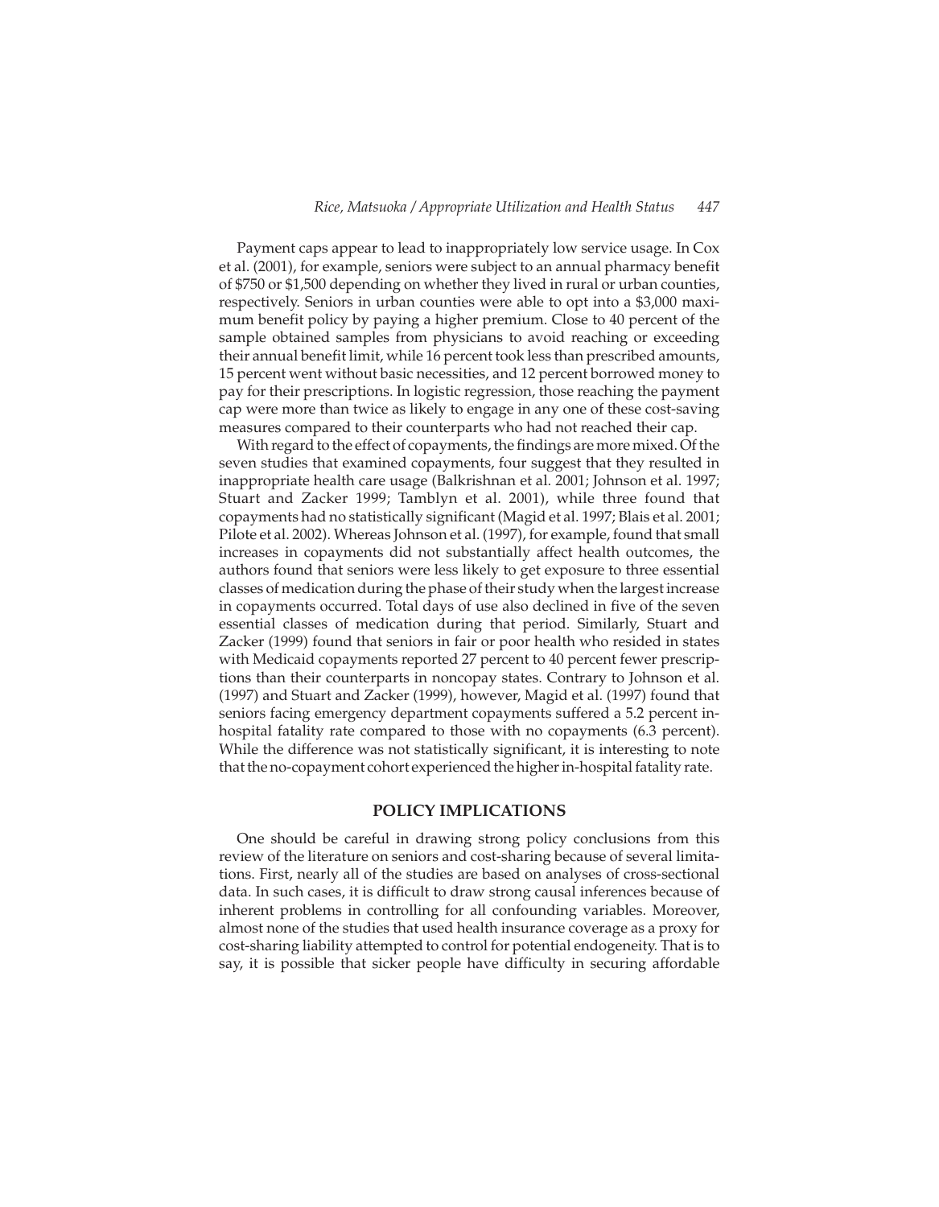Payment caps appear to lead to inappropriately low service usage. In Cox et al. (2001), for example, seniors were subject to an annual pharmacy benefit of $750 or $1,500 depending on whether they lived in rural or urban counties, respectively. Seniors in urban counties were able to opt into a $3,000 maximum benefit policy by paying a higher premium. Close to 40 percent of the sample obtained samples from physicians to avoid reaching or exceeding their annual benefit limit, while 16 percent took less than prescribed amounts, 15 percent went without basic necessities, and 12 percent borrowed money to pay for their prescriptions. In logistic regression, those reaching the payment cap were more than twice as likely to engage in any one of these cost-saving measures compared to their counterparts who had not reached their cap.

With regard to the effect of copayments, the findings are more mixed. Of the seven studies that examined copayments, four suggest that they resulted in inappropriate health care usage (Balkrishnan et al. 2001; Johnson et al. 1997; Stuart and Zacker 1999; Tamblyn et al. 2001), while three found that copayments had no statistically significant (Magid et al. 1997; Blais et al. 2001; Pilote et al. 2002). Whereas Johnson et al. (1997), for example, found that small increases in copayments did not substantially affect health outcomes, the authors found that seniors were less likely to get exposure to three essential classes of medication during the phase of their study when the largest increase in copayments occurred. Total days of use also declined in five of the seven essential classes of medication during that period. Similarly, Stuart and Zacker (1999) found that seniors in fair or poor health who resided in states with Medicaid copayments reported 27 percent to 40 percent fewer prescriptions than their counterparts in noncopay states. Contrary to Johnson et al. (1997) and Stuart and Zacker (1999), however, Magid et al. (1997) found that seniors facing emergency department copayments suffered a 5.2 percent in-hospital fatality rate compared to those with no copayments (6.3 percent). While the difference was not statistically significant, it is interesting to note that the no-copayment cohort experienced the higher in-hospital fatality rate.

## POLICY IMPLICATIONS

One should be careful in drawing strong policy conclusions from this review of the literature on seniors and cost-sharing because of several limitations. First, nearly all of the studies are based on analyses of cross-sectional data. In such cases, it is difficult to draw strong causal inferences because of inherent problems in controlling for all confounding variables. Moreover, almost none of the studies that used health insurance coverage as a proxy for cost-sharing liability attempted to control for potential endogeneity. That is to say, it is possible that sicker people have difficulty in securing affordable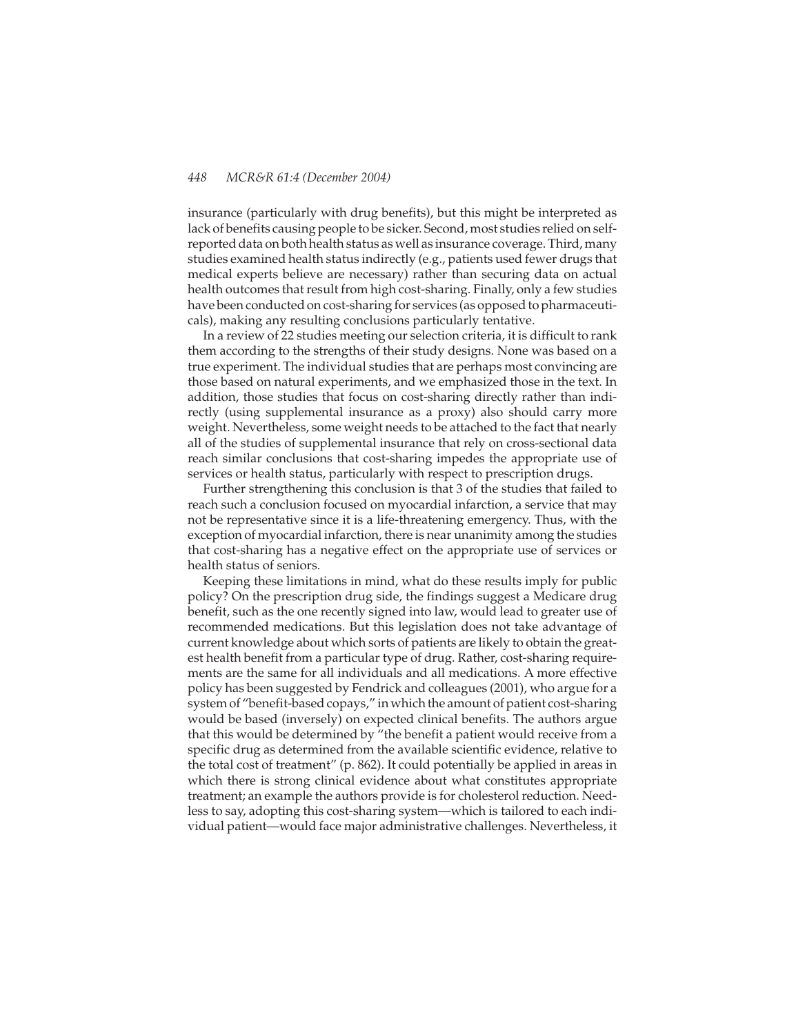insurance (particularly with drug benefits), but this might be interpreted as lack of benefits causing people to be sicker. Second, most studies relied on self-reported data on both health status as well as insurance coverage. Third, many studies examined health status indirectly (e.g., patients used fewer drugs that medical experts believe are necessary) rather than securing data on actual health outcomes that result from high cost-sharing. Finally, only a few studies have been conducted on cost-sharing for services (as opposed to pharmaceuticals), making any resulting conclusions particularly tentative.

In a review of 22 studies meeting our selection criteria, it is difficult to rank them according to the strengths of their study designs. None was based on a true experiment. The individual studies that are perhaps most convincing are those based on natural experiments, and we emphasized those in the text. In addition, those studies that focus on cost-sharing directly rather than indirectly (using supplemental insurance as a proxy) also should carry more weight. Nevertheless, some weight needs to be attached to the fact that nearly all of the studies of supplemental insurance that rely on cross-sectional data reach similar conclusions that cost-sharing impedes the appropriate use of services or health status, particularly with respect to prescription drugs.

Further strengthening this conclusion is that 3 of the studies that failed to reach such a conclusion focused on myocardial infarction, a service that may not be representative since it is a life-threatening emergency. Thus, with the exception of myocardial infarction, there is near unanimity among the studies that cost-sharing has a negative effect on the appropriate use of services or health status of seniors.

Keeping these limitations in mind, what do these results imply for public policy? On the prescription drug side, the findings suggest a Medicare drug benefit, such as the one recently signed into law, would lead to greater use of recommended medications. But this legislation does not take advantage of current knowledge about which sorts of patients are likely to obtain the greatest health benefit from a particular type of drug. Rather, cost-sharing requirements are the same for all individuals and all medications. A more effective policy has been suggested by Fendrick and colleagues (2001), who argue for a system of "benefit-based copays," in which the amount of patient cost-sharing would be based (inversely) on expected clinical benefits. The authors argue that this would be determined by "the benefit a patient would receive from a specific drug as determined from the available scientific evidence, relative to the total cost of treatment" (p. 862). It could potentially be applied in areas in which there is strong clinical evidence about what constitutes appropriate treatment; an example the authors provide is for cholesterol reduction. Needless to say, adopting this cost-sharing system—which is tailored to each individual patient—would face major administrative challenges. Nevertheless, it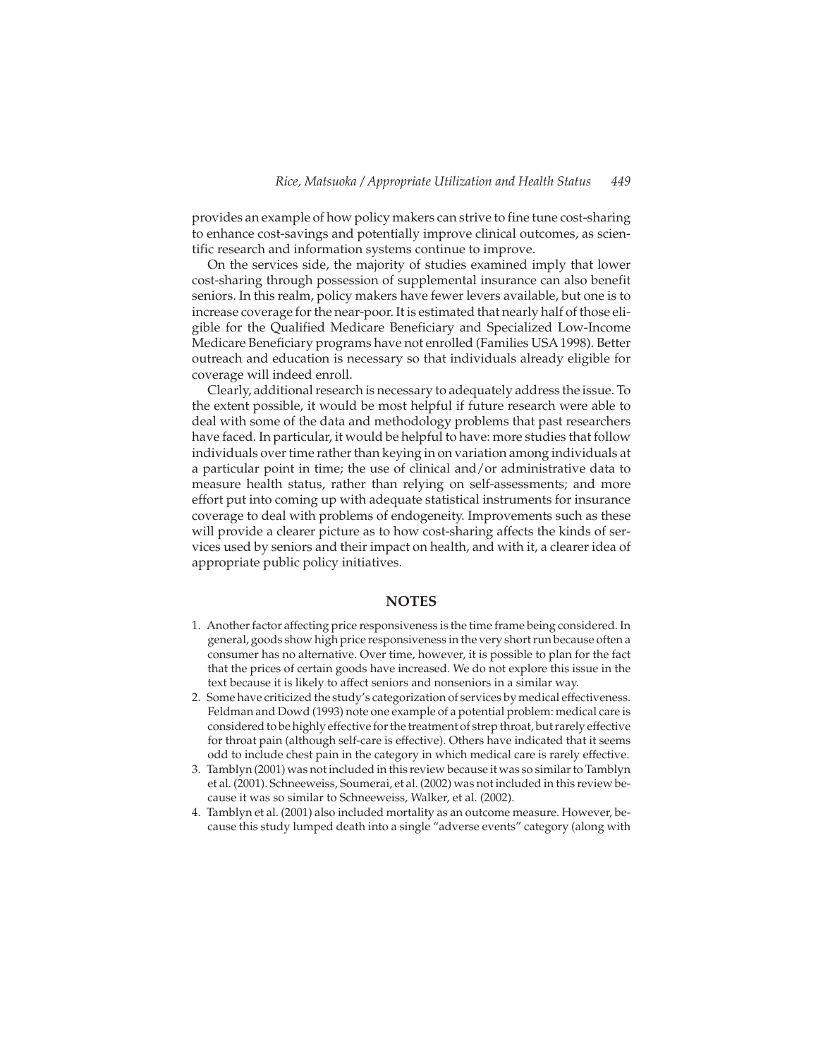provides an example of how policy makers can strive to fine tune cost-sharing to enhance cost-savings and potentially improve clinical outcomes, as scientific research and information systems continue to improve.

On the services side, the majority of studies examined imply that lower cost-sharing through possession of supplemental insurance can also benefit seniors. In this realm, policy makers have fewer levers available, but one is to increase coverage for the near-poor. It is estimated that nearly half of those eligible for the Qualified Medicare Beneficiary and Specialized Low-Income Medicare Beneficiary programs have not enrolled (Families USA 1998). Better outreach and education is necessary so that individuals already eligible for coverage will indeed enroll.

Clearly, additional research is necessary to adequately address the issue. To the extent possible, it would be most helpful if future research were able to deal with some of the data and methodology problems that past researchers have faced. In particular, it would be helpful to have: more studies that follow individuals over time rather than keying in on variation among individuals at a particular point in time; the use of clinical and/or administrative data to measure health status, rather than relying on self-assessments; and more effort put into coming up with adequate statistical instruments for insurance coverage to deal with problems of endogeneity. Improvements such as these will provide a clearer picture as to how cost-sharing affects the kinds of services used by seniors and their impact on health, and with it, a clearer idea of appropriate public policy initiatives.

## NOTES

1. Another factor affecting price responsiveness is the time frame being considered. In general, goods show high price responsiveness in the very short run because often a consumer has no alternative. Over time, however, it is possible to plan for the fact that the prices of certain goods have increased. We do not explore this issue in the text because it is likely to affect seniors and nonseniors in a similar way.
2. Some have criticized the study's categorization of services by medical effectiveness. Feldman and Dowd (1993) note one example of a potential problem: medical care is considered to be highly effective for the treatment of strep throat, but rarely effective for throat pain (although self-care is effective). Others have indicated that it seems odd to include chest pain in the category in which medical care is rarely effective.
3. Tamblyn (2001) was not included in this review because it was so similar to Tamblyn et al. (2001). Schneeweiss, Soumerai, et al. (2002) was not included in this review because it was so similar to Schneeweiss, Walker, et al. (2002).
4. Tamblyn et al. (2001) also included mortality as an outcome measure. However, because this study lumped death into a single "adverse events" category (along with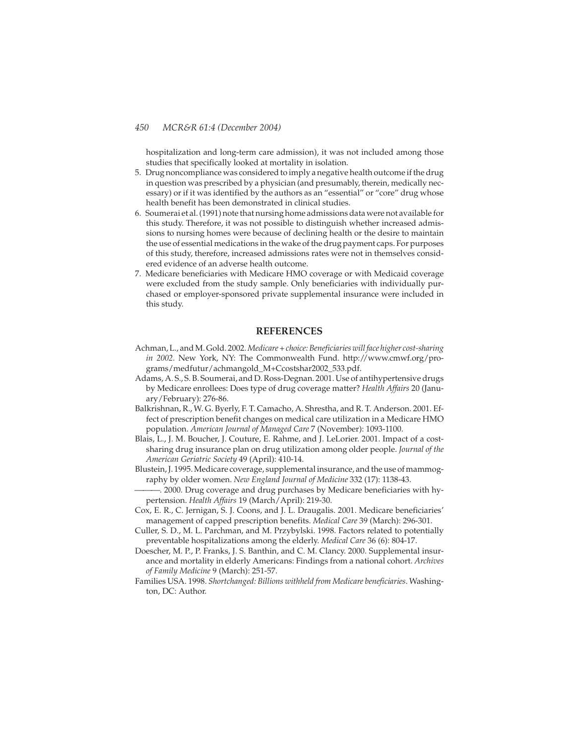hospitalization and long-term care admission), it was not included among those studies that specifically looked at mortality in isolation.

5. Drug noncompliance was considered to imply a negative health outcome if the drug in question was prescribed by a physician (and presumably, therein, medically necessary) or if it was identified by the authors as an "essential" or "core" drug whose health benefit has been demonstrated in clinical studies.
6. Soumerai et al. (1991) note that nursing home admissions data were not available for this study. Therefore, it was not possible to distinguish whether increased admissions to nursing homes were because of declining health or the desire to maintain the use of essential medications in the wake of the drug payment caps. For purposes of this study, therefore, increased admissions rates were not in themselves considered evidence of an adverse health outcome.
7. Medicare beneficiaries with Medicare HMO coverage or with Medicaid coverage were excluded from the study sample. Only beneficiaries with individually purchased or employer-sponsored private supplemental insurance were included in this study.

## REFERENCES

Achman, L., and M. Gold. 2002. *Medicare + choice: Beneficiaries will face higher cost-sharing in 2002*. New York, NY: The Commonwealth Fund. http://www.cmwf.org/programs/medfutur/achmangold_M+Ccostshar2002_533.pdf.

Adams, A. S., S. B. Soumerai, and D. Ross-Degnan. 2001. Use of antihypertensive drugs by Medicare enrollees: Does type of drug coverage matter? *Health Affairs* 20 (January/February): 276-86.

Balkrishnan, R., W. G. Byerly, F. T. Camacho, A. Shrestha, and R. T. Anderson. 2001. Effect of prescription benefit changes on medical care utilization in a Medicare HMO population. *American Journal of Managed Care* 7 (November): 1093-1100.

Blais, L., J. M. Boucher, J. Couture, E. Rahme, and J. LeLorier. 2001. Impact of a cost-sharing drug insurance plan on drug utilization among older people. *Journal of the American Geriatric Society* 49 (April): 410-14.

Blustein, J. 1995. Medicare coverage, supplemental insurance, and the use of mammography by older women. *New England Journal of Medicine* 332 (17): 1138-43.

———. 2000. Drug coverage and drug purchases by Medicare beneficiaries with hypertension. *Health Affairs* 19 (March/April): 219-30.

Cox, E. R., C. Jernigan, S. J. Coons, and J. L. Draugalis. 2001. Medicare beneficiaries' management of capped prescription benefits. *Medical Care* 39 (March): 296-301.

Culler, S. D., M. L. Parchman, and M. Przybylski. 1998. Factors related to potentially preventable hospitalizations among the elderly. *Medical Care* 36 (6): 804-17.

Doescher, M. P., P. Franks, J. S. Banthin, and C. M. Clancy. 2000. Supplemental insurance and mortality in elderly Americans: Findings from a national cohort. *Archives of Family Medicine* 9 (March): 251-57.

Families USA. 1998. *Shortchanged: Billions withheld from Medicare beneficiaries*. Washington, DC: Author.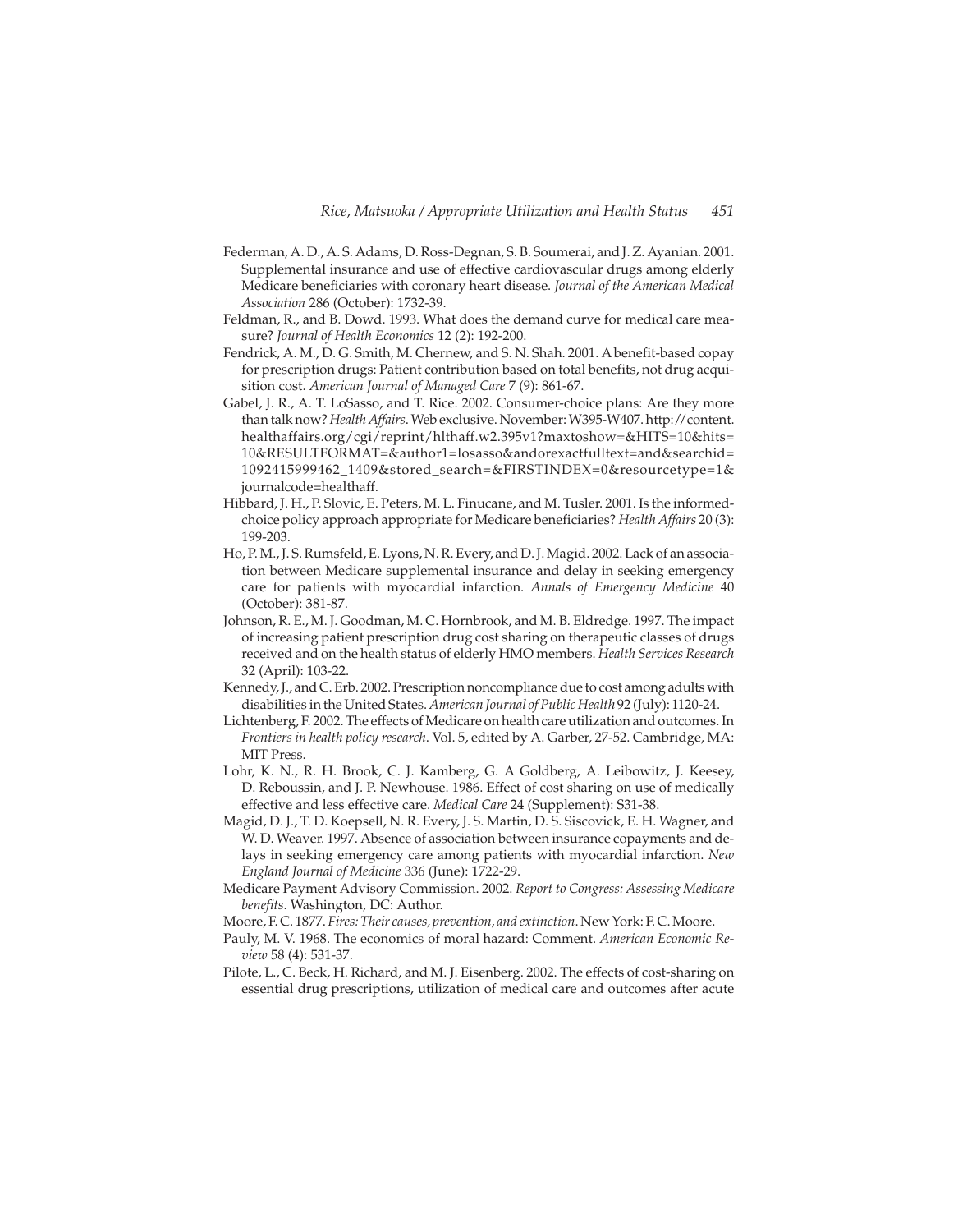Federman, A. D., A. S. Adams, D. Ross-Degnan, S. B. Soumerai, and J. Z. Ayanian. 2001. Supplemental insurance and use of effective cardiovascular drugs among elderly Medicare beneficiaries with coronary heart disease. *Journal of the American Medical Association* 286 (October): 1732-39.

Feldman, R., and B. Dowd. 1993. What does the demand curve for medical care measure? *Journal of Health Economics* 12 (2): 192-200.

Fendrick, A. M., D. G. Smith, M. Chernew, and S. N. Shah. 2001. A benefit-based copay for prescription drugs: Patient contribution based on total benefits, not drug acquisition cost. *American Journal of Managed Care* 7 (9): 861-67.

Gabel, J. R., A. T. LoSasso, and T. Rice. 2002. Consumer-choice plans: Are they more than talk now? *Health Affairs*. Web exclusive. November: W395-W407. http://content.healthaffairs.org/cgi/reprint/hlthaff.w2.395v1?maxtoshow=&HITS=10&hits=10&RESULTFORMAT=&author1=losasso&andorexactfulltext=and&searchid=1092415999462_1409&stored_search=&FIRSTINDEX=0&resourcetype=1&journalcode=healthaff.

Hibbard, J. H., P. Slovic, E. Peters, M. L. Finucane, and M. Tusler. 2001. Is the informed-choice policy approach appropriate for Medicare beneficiaries? *Health Affairs* 20 (3): 199-203.

Ho, P. M., J. S. Rumsfeld, E. Lyons, N. R. Every, and D. J. Magid. 2002. Lack of an association between Medicare supplemental insurance and delay in seeking emergency care for patients with myocardial infarction. *Annals of Emergency Medicine* 40 (October): 381-87.

Johnson, R. E., M. J. Goodman, M. C. Hornbrook, and M. B. Eldredge. 1997. The impact of increasing patient prescription drug cost sharing on therapeutic classes of drugs received and on the health status of elderly HMO members. *Health Services Research* 32 (April): 103-22.

Kennedy, J., and C. Erb. 2002. Prescription noncompliance due to cost among adults with disabilities in the United States. *American Journal of Public Health* 92 (July): 1120-24.

Lichtenberg, F. 2002. The effects of Medicare on health care utilization and outcomes. In *Frontiers in health policy research*. Vol. 5, edited by A. Garber, 27-52. Cambridge, MA: MIT Press.

Lohr, K. N., R. H. Brook, C. J. Kamberg, G. A Goldberg, A. Leibowitz, J. Keesey, D. Reboussin, and J. P. Newhouse. 1986. Effect of cost sharing on use of medically effective and less effective care. *Medical Care* 24 (Supplement): S31-38.

Magid, D. J., T. D. Koepsell, N. R. Every, J. S. Martin, D. S. Siscovick, E. H. Wagner, and W. D. Weaver. 1997. Absence of association between insurance copayments and delays in seeking emergency care among patients with myocardial infarction. *New England Journal of Medicine* 336 (June): 1722-29.

Medicare Payment Advisory Commission. 2002. *Report to Congress: Assessing Medicare benefits*. Washington, DC: Author.

Moore, F. C. 1877. *Fires: Their causes, prevention, and extinction*. New York: F. C. Moore.

Pauly, M. V. 1968. The economics of moral hazard: Comment. *American Economic Review* 58 (4): 531-37.

Pilote, L., C. Beck, H. Richard, and M. J. Eisenberg. 2002. The effects of cost-sharing on essential drug prescriptions, utilization of medical care and outcomes after acute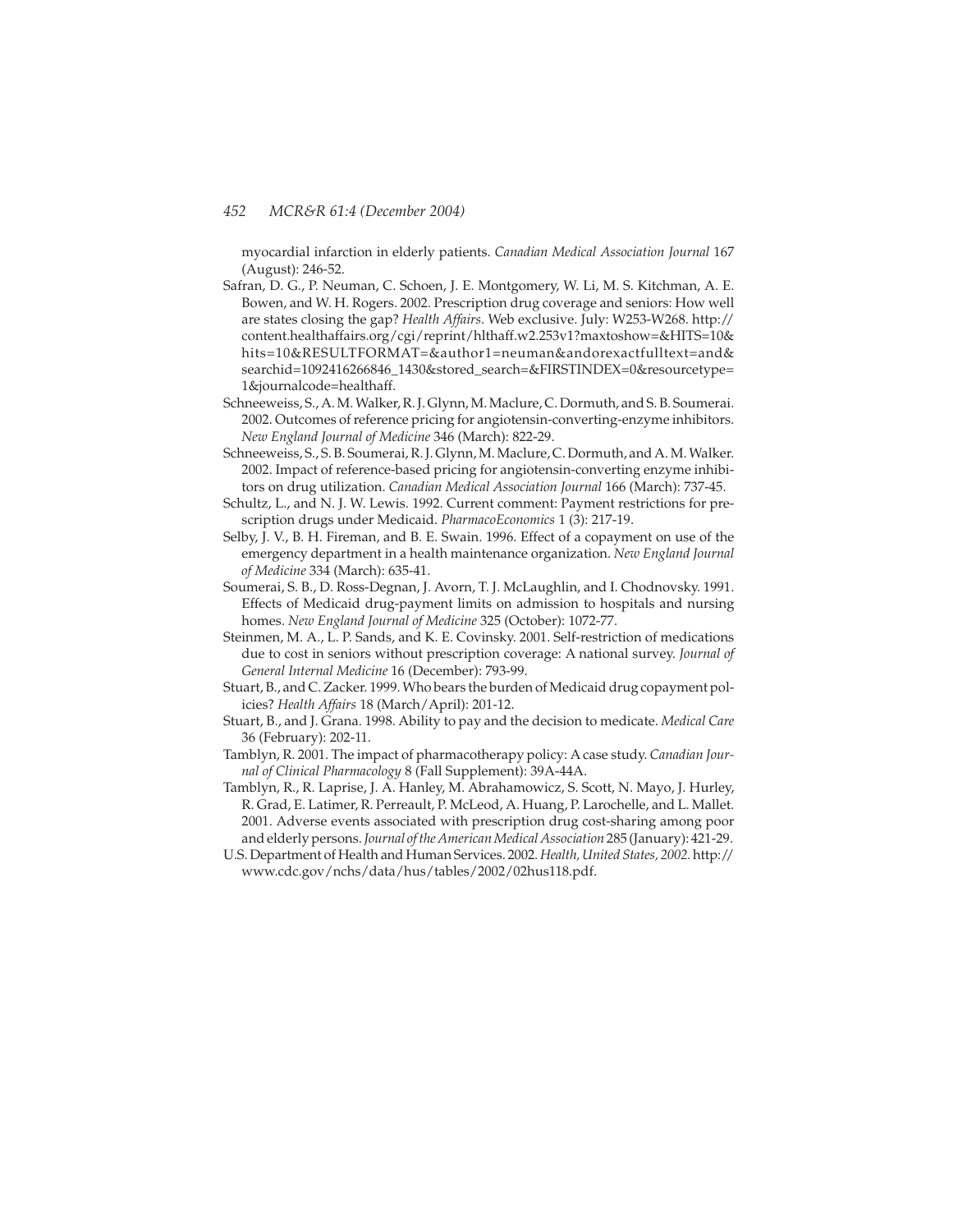myocardial infarction in elderly patients. *Canadian Medical Association Journal* 167 (August): 246-52.

Safran, D. G., P. Neuman, C. Schoen, J. E. Montgomery, W. Li, M. S. Kitchman, A. E. Bowen, and W. H. Rogers. 2002. Prescription drug coverage and seniors: How well are states closing the gap? *Health Affairs*. Web exclusive. July: W253-W268. http://content.healthaffairs.org/cgi/reprint/hlthaff.w2.253v1?maxtoshow=&HITS=10&hits=10&RESULTFORMAT=&author1=neuman&andorexactfulltext=and&searchid=1092416266846_1430&stored_search=&FIRSTINDEX=0&resourcetype=1&journalcode=healthaff.

Schneeweiss, S., A. M. Walker, R. J. Glynn, M. Maclure, C. Dormuth, and S. B. Soumerai. 2002. Outcomes of reference pricing for angiotensin-converting-enzyme inhibitors. *New England Journal of Medicine* 346 (March): 822-29.

Schneeweiss, S., S. B. Soumerai, R. J. Glynn, M. Maclure, C. Dormuth, and A. M. Walker. 2002. Impact of reference-based pricing for angiotensin-converting enzyme inhibitors on drug utilization. *Canadian Medical Association Journal* 166 (March): 737-45.

Schultz, L., and N. J. W. Lewis. 1992. Current comment: Payment restrictions for prescription drugs under Medicaid. *PharmacoEconomics* 1 (3): 217-19.

Selby, J. V., B. H. Fireman, and B. E. Swain. 1996. Effect of a copayment on use of the emergency department in a health maintenance organization. *New England Journal of Medicine* 334 (March): 635-41.

Soumerai, S. B., D. Ross-Degnan, J. Avorn, T. J. McLaughlin, and I. Chodnovsky. 1991. Effects of Medicaid drug-payment limits on admission to hospitals and nursing homes. *New England Journal of Medicine* 325 (October): 1072-77.

Steinmen, M. A., L. P. Sands, and K. E. Covinsky. 2001. Self-restriction of medications due to cost in seniors without prescription coverage: A national survey. *Journal of General Internal Medicine* 16 (December): 793-99.

Stuart, B., and C. Zacker. 1999. Who bears the burden of Medicaid drug copayment policies? *Health Affairs* 18 (March/April): 201-12.

Stuart, B., and J. Grana. 1998. Ability to pay and the decision to medicate. *Medical Care* 36 (February): 202-11.

Tamblyn, R. 2001. The impact of pharmacotherapy policy: A case study. *Canadian Journal of Clinical Pharmacology* 8 (Fall Supplement): 39A-44A.

Tamblyn, R., R. Laprise, J. A. Hanley, M. Abrahamowicz, S. Scott, N. Mayo, J. Hurley, R. Grad, E. Latimer, R. Perreault, P. McLeod, A. Huang, P. Larochelle, and L. Mallet. 2001. Adverse events associated with prescription drug cost-sharing among poor and elderly persons. *Journal of the American Medical Association* 285 (January): 421-29.

U.S. Department of Health and Human Services. 2002. *Health, United States, 2002.* http://www.cdc.gov/nchs/data/hus/tables/2002/02hus118.pdf.